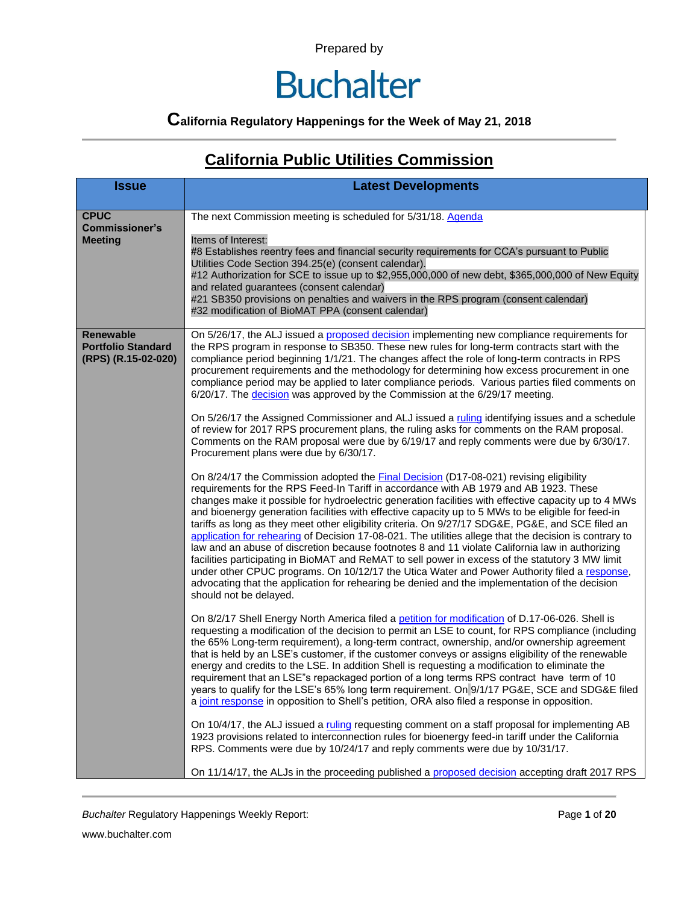Prepared by

# Buchalter

**California Regulatory Happenings for the Week of May 21, 2018**

## California Public Utilities Commission

| Issue | Latest Developments |
|---|---|
| **CPUC Commissioner's Meeting** | The next Commission meeting is scheduled for 5/31/18. Agenda<br><br>Items of Interest:<br>#8 Establishes reentry fees and financial security requirements for CCA's pursuant to Public Utilities Code Section 394.25(e) (consent calendar).<br>#12 Authorization for SCE to issue up to $2,955,000,000 of new debt, $365,000,000 of New Equity and related guarantees (consent calendar)<br>#21 SB350 provisions on penalties and waivers in the RPS program (consent calendar)<br>#32 modification of BioMAT PPA (consent calendar) |
| **Renewable Portfolio Standard (RPS) (R.15-02-020)** | On 5/26/17, the ALJ issued a proposed decision implementing new compliance requirements for the RPS program in response to SB350. These new rules for long-term contracts start with the compliance period beginning 1/1/21. The changes affect the role of long-term contracts in RPS procurement requirements and the methodology for determining how excess procurement in one compliance period may be applied to later compliance periods. Various parties filed comments on 6/20/17. The decision was approved by the Commission at the 6/29/17 meeting.<br><br>On 5/26/17 the Assigned Commissioner and ALJ issued a ruling identifying issues and a schedule of review for 2017 RPS procurement plans, the ruling asks for comments on the RAM proposal. Comments on the RAM proposal were due by 6/19/17 and reply comments were due by 6/30/17. Procurement plans were due by 6/30/17.<br><br>On 8/24/17 the Commission adopted the Final Decision (D17-08-021) revising eligibility requirements for the RPS Feed-In Tariff in accordance with AB 1979 and AB 1923. These changes make it possible for hydroelectric generation facilities with effective capacity up to 4 MWs and bioenergy generation facilities with effective capacity up to 5 MWs to be eligible for feed-in tariffs as long as they meet other eligibility criteria. On 9/27/17 SDG&E, PG&E, and SCE filed an application for rehearing of Decision 17-08-021. The utilities allege that the decision is contrary to law and an abuse of discretion because footnotes 8 and 11 violate California law in authorizing facilities participating in BioMAT and ReMAT to sell power in excess of the statutory 3 MW limit under other CPUC programs. On 10/12/17 the Utica Water and Power Authority filed a response, advocating that the application for rehearing be denied and the implementation of the decision should not be delayed.<br><br>On 8/2/17 Shell Energy North America filed a petition for modification of D.17-06-026. Shell is requesting a modification of the decision to permit an LSE to count, for RPS compliance (including the 65% Long-term requirement), a long-term contract, ownership, and/or ownership agreement that is held by an LSE's customer, if the customer conveys or assigns eligibility of the renewable energy and credits to the LSE. In addition Shell is requesting a modification to eliminate the requirement that an LSE"s repackaged portion of a long terms RPS contract have term of 10 years to qualify for the LSE's 65% long term requirement. On 9/1/17 PG&E, SCE and SDG&E filed a joint response in opposition to Shell's petition, ORA also filed a response in opposition.<br><br>On 10/4/17, the ALJ issued a ruling requesting comment on a staff proposal for implementing AB 1923 provisions related to interconnection rules for bioenergy feed-in tariff under the California RPS. Comments were due by 10/24/17 and reply comments were due by 10/31/17.<br><br>On 11/14/17, the ALJs in the proceeding published a proposed decision accepting draft 2017 RPS |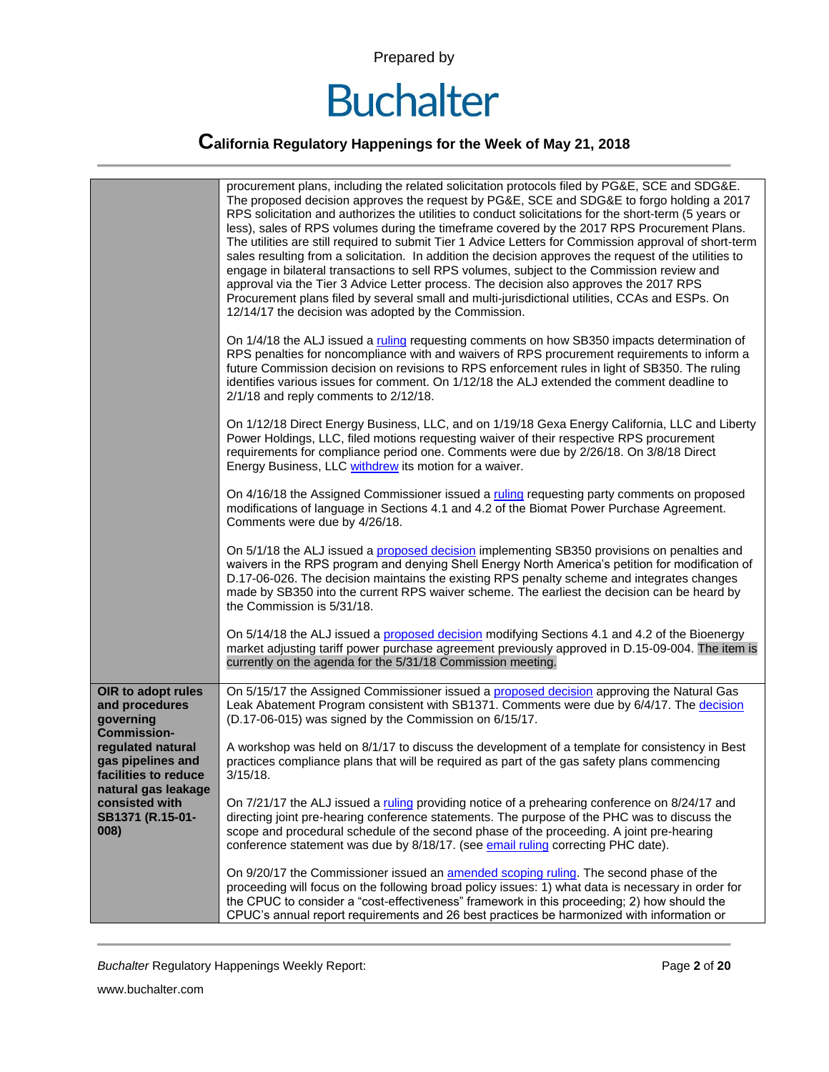| | |
|---|---|
| | procurement plans, including the related solicitation protocols filed by PG&E, SCE and SDG&E. The proposed decision approves the request by PG&E, SCE and SDG&E to forgo holding a 2017 RPS solicitation and authorizes the utilities to conduct solicitations for the short-term (5 years or less), sales of RPS volumes during the timeframe covered by the 2017 RPS Procurement Plans. The utilities are still required to submit Tier 1 Advice Letters for Commission approval of short-term sales resulting from a solicitation. In addition the decision approves the request of the utilities to engage in bilateral transactions to sell RPS volumes, subject to the Commission review and approval via the Tier 3 Advice Letter process. The decision also approves the 2017 RPS Procurement plans filed by several small and multi-jurisdictional utilities, CCAs and ESPs. On 12/14/17 the decision was adopted by the Commission.<br><br>On 1/4/18 the ALJ issued a ruling requesting comments on how SB350 impacts determination of RPS penalties for noncompliance with and waivers of RPS procurement requirements to inform a future Commission decision on revisions to RPS enforcement rules in light of SB350. The ruling identifies various issues for comment. On 1/12/18 the ALJ extended the comment deadline to 2/1/18 and reply comments to 2/12/18.<br><br>On 1/12/18 Direct Energy Business, LLC, and on 1/19/18 Gexa Energy California, LLC and Liberty Power Holdings, LLC, filed motions requesting waiver of their respective RPS procurement requirements for compliance period one. Comments were due by 2/26/18. On 3/8/18 Direct Energy Business, LLC withdrew its motion for a waiver.<br><br>On 4/16/18 the Assigned Commissioner issued a ruling requesting party comments on proposed modifications of language in Sections 4.1 and 4.2 of the Biomat Power Purchase Agreement. Comments were due by 4/26/18.<br><br>On 5/1/18 the ALJ issued a proposed decision implementing SB350 provisions on penalties and waivers in the RPS program and denying Shell Energy North America's petition for modification of D.17-06-026. The decision maintains the existing RPS penalty scheme and integrates changes made by SB350 into the current RPS waiver scheme. The earliest the decision can be heard by the Commission is 5/31/18.<br><br>On 5/14/18 the ALJ issued a proposed decision modifying Sections 4.1 and 4.2 of the Bioenergy market adjusting tariff power purchase agreement previously approved in D.15-09-004. The item is currently on the agenda for the 5/31/18 Commission meeting. |
| **OIR to adopt rules and procedures governing Commission-regulated natural gas pipelines and facilities to reduce natural gas leakage consisted with SB1371 (R.15-01-008)** | On 5/15/17 the Assigned Commissioner issued a proposed decision approving the Natural Gas Leak Abatement Program consistent with SB1371. Comments were due by 6/4/17. The decision (D.17-06-015) was signed by the Commission on 6/15/17.<br><br>A workshop was held on 8/1/17 to discuss the development of a template for consistency in Best practices compliance plans that will be required as part of the gas safety plans commencing 3/15/18.<br><br>On 7/21/17 the ALJ issued a ruling providing notice of a prehearing conference on 8/24/17 and directing joint pre-hearing conference statements. The purpose of the PHC was to discuss the scope and procedural schedule of the second phase of the proceeding. A joint pre-hearing conference statement was due by 8/18/17. (see email ruling correcting PHC date).<br><br>On 9/20/17 the Commissioner issued an amended scoping ruling. The second phase of the proceeding will focus on the following broad policy issues: 1) what data is necessary in order for the CPUC to consider a "cost-effectiveness" framework in this proceeding; 2) how should the CPUC's annual report requirements and 26 best practices be harmonized with information or |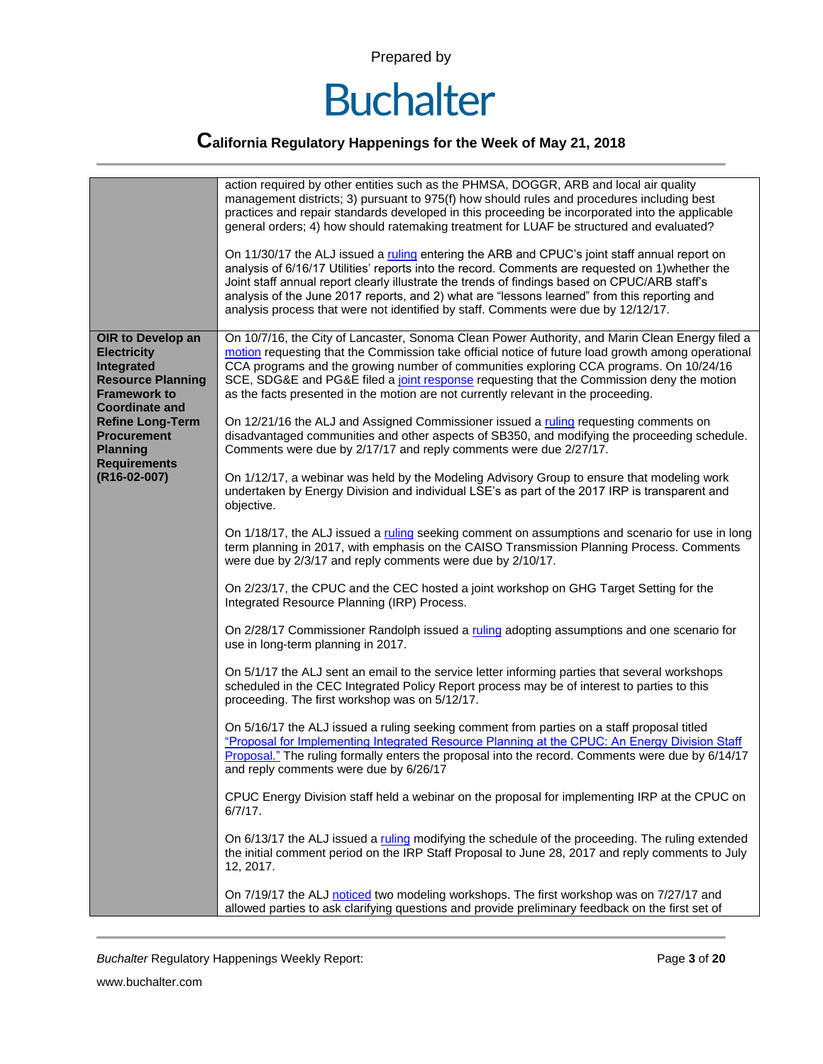| | |
|---|---|
| | action required by other entities such as the PHMSA, DOGGR, ARB and local air quality management districts; 3) pursuant to 975(f) how should rules and procedures including best practices and repair standards developed in this proceeding be incorporated into the applicable general orders; 4) how should ratemaking treatment for LUAF be structured and evaluated?<br><br>On 11/30/17 the ALJ issued a ruling entering the ARB and CPUC's joint staff annual report on analysis of 6/16/17 Utilities' reports into the record. Comments are requested on 1)whether the Joint staff annual report clearly illustrate the trends of findings based on CPUC/ARB staff's analysis of the June 2017 reports, and 2) what are "lessons learned" from this reporting and analysis process that were not identified by staff. Comments were due by 12/12/17. |
| **OIR to Develop an Electricity Integrated Resource Planning Framework to Coordinate and Refine Long-Term Procurement Planning Requirements (R16-02-007)** | On 10/7/16, the City of Lancaster, Sonoma Clean Power Authority, and Marin Clean Energy filed a motion requesting that the Commission take official notice of future load growth among operational CCA programs and the growing number of communities exploring CCA programs. On 10/24/16 SCE, SDG&E and PG&E filed a joint response requesting that the Commission deny the motion as the facts presented in the motion are not currently relevant in the proceeding.<br><br>On 12/21/16 the ALJ and Assigned Commissioner issued a ruling requesting comments on disadvantaged communities and other aspects of SB350, and modifying the proceeding schedule. Comments were due by 2/17/17 and reply comments were due 2/27/17.<br><br>On 1/12/17, a webinar was held by the Modeling Advisory Group to ensure that modeling work undertaken by Energy Division and individual LSE's as part of the 2017 IRP is transparent and objective.<br><br>On 1/18/17, the ALJ issued a ruling seeking comment on assumptions and scenario for use in long term planning in 2017, with emphasis on the CAISO Transmission Planning Process. Comments were due by 2/3/17 and reply comments were due by 2/10/17.<br><br>On 2/23/17, the CPUC and the CEC hosted a joint workshop on GHG Target Setting for the Integrated Resource Planning (IRP) Process.<br><br>On 2/28/17 Commissioner Randolph issued a ruling adopting assumptions and one scenario for use in long-term planning in 2017.<br><br>On 5/1/17 the ALJ sent an email to the service letter informing parties that several workshops scheduled in the CEC Integrated Policy Report process may be of interest to parties to this proceeding. The first workshop was on 5/12/17.<br><br>On 5/16/17 the ALJ issued a ruling seeking comment from parties on a staff proposal titled "Proposal for Implementing Integrated Resource Planning at the CPUC: An Energy Division Staff Proposal." The ruling formally enters the proposal into the record. Comments were due by 6/14/17 and reply comments were due by 6/26/17<br><br>CPUC Energy Division staff held a webinar on the proposal for implementing IRP at the CPUC on 6/7/17.<br><br>On 6/13/17 the ALJ issued a ruling modifying the schedule of the proceeding. The ruling extended the initial comment period on the IRP Staff Proposal to June 28, 2017 and reply comments to July 12, 2017.<br><br>On 7/19/17 the ALJ noticed two modeling workshops. The first workshop was on 7/27/17 and allowed parties to ask clarifying questions and provide preliminary feedback on the first set of |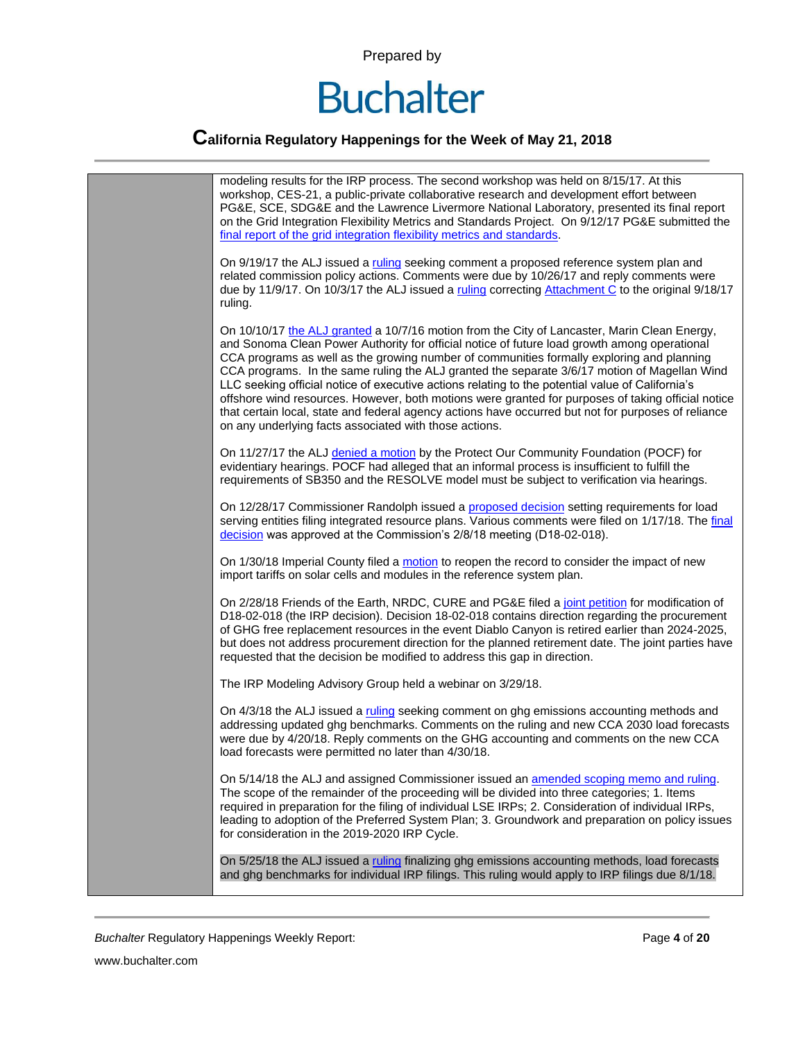| | |
|---|---|
| | modeling results for the IRP process. The second workshop was held on 8/15/17. At this workshop, CES-21, a public-private collaborative research and development effort between PG&E, SCE, SDG&E and the Lawrence Livermore National Laboratory, presented its final report on the Grid Integration Flexibility Metrics and Standards Project. On 9/12/17 PG&E submitted the final report of the grid integration flexibility metrics and standards.<br><br>On 9/19/17 the ALJ issued a ruling seeking comment a proposed reference system plan and related commission policy actions. Comments were due by 10/26/17 and reply comments were due by 11/9/17. On 10/3/17 the ALJ issued a ruling correcting Attachment C to the original 9/18/17 ruling.<br><br>On 10/10/17 the ALJ granted a 10/7/16 motion from the City of Lancaster, Marin Clean Energy, and Sonoma Clean Power Authority for official notice of future load growth among operational CCA programs as well as the growing number of communities formally exploring and planning CCA programs. In the same ruling the ALJ granted the separate 3/6/17 motion of Magellan Wind LLC seeking official notice of executive actions relating to the potential value of California's offshore wind resources. However, both motions were granted for purposes of taking official notice that certain local, state and federal agency actions have occurred but not for purposes of reliance on any underlying facts associated with those actions.<br><br>On 11/27/17 the ALJ denied a motion by the Protect Our Community Foundation (POCF) for evidentiary hearings. POCF had alleged that an informal process is insufficient to fulfill the requirements of SB350 and the RESOLVE model must be subject to verification via hearings.<br><br>On 12/28/17 Commissioner Randolph issued a proposed decision setting requirements for load serving entities filing integrated resource plans. Various comments were filed on 1/17/18. The final decision was approved at the Commission's 2/8/18 meeting (D18-02-018).<br><br>On 1/30/18 Imperial County filed a motion to reopen the record to consider the impact of new import tariffs on solar cells and modules in the reference system plan.<br><br>On 2/28/18 Friends of the Earth, NRDC, CURE and PG&E filed a joint petition for modification of D18-02-018 (the IRP decision). Decision 18-02-018 contains direction regarding the procurement of GHG free replacement resources in the event Diablo Canyon is retired earlier than 2024-2025, but does not address procurement direction for the planned retirement date. The joint parties have requested that the decision be modified to address this gap in direction.<br><br>The IRP Modeling Advisory Group held a webinar on 3/29/18.<br><br>On 4/3/18 the ALJ issued a ruling seeking comment on ghg emissions accounting methods and addressing updated ghg benchmarks. Comments on the ruling and new CCA 2030 load forecasts were due by 4/20/18. Reply comments on the GHG accounting and comments on the new CCA load forecasts were permitted no later than 4/30/18.<br><br>On 5/14/18 the ALJ and assigned Commissioner issued an amended scoping memo and ruling. The scope of the remainder of the proceeding will be divided into three categories; 1. Items required in preparation for the filing of individual LSE IRPs; 2. Consideration of individual IRPs, leading to adoption of the Preferred System Plan; 3. Groundwork and preparation on policy issues for consideration in the 2019-2020 IRP Cycle.<br><br>On 5/25/18 the ALJ issued a ruling finalizing ghg emissions accounting methods, load forecasts and ghg benchmarks for individual IRP filings. This ruling would apply to IRP filings due 8/1/18. |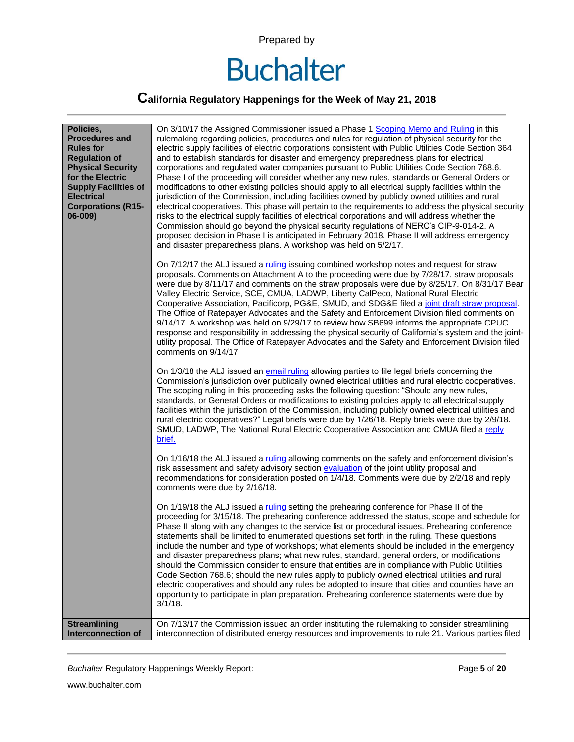| | |
|---|---|
| **Policies, Procedures and Rules for Regulation of Physical Security for the Electric Supply Facilities of Electrical Corporations (R15-06-009)** | On 3/10/17 the Assigned Commissioner issued a Phase 1 Scoping Memo and Ruling in this rulemaking regarding policies, procedures and rules for regulation of physical security for the electric supply facilities of electric corporations consistent with Public Utilities Code Section 364 and to establish standards for disaster and emergency preparedness plans for electrical corporations and regulated water companies pursuant to Public Utilities Code Section 768.6. Phase I of the proceeding will consider whether any new rules, standards or General Orders or modifications to other existing policies should apply to all electrical supply facilities within the jurisdiction of the Commission, including facilities owned by publicly owned utilities and rural electrical cooperatives. This phase will pertain to the requirements to address the physical security risks to the electrical supply facilities of electrical corporations and will address whether the Commission should go beyond the physical security regulations of NERC's CIP-9-014-2. A proposed decision in Phase I is anticipated in February 2018. Phase II will address emergency and disaster preparedness plans. A workshop was held on 5/2/17.<br><br>On 7/12/17 the ALJ issued a ruling issuing combined workshop notes and request for straw proposals. Comments on Attachment A to the proceeding were due by 7/28/17, straw proposals were due by 8/11/17 and comments on the straw proposals were due by 8/25/17. On 8/31/17 Bear Valley Electric Service, SCE, CMUA, LADWP, Liberty CalPeco, National Rural Electric Cooperative Association, Pacificorp, PG&E, SMUD, and SDG&E filed a joint draft straw proposal. The Office of Ratepayer Advocates and the Safety and Enforcement Division filed comments on 9/14/17. A workshop was held on 9/29/17 to review how SB699 informs the appropriate CPUC response and responsibility in addressing the physical security of California's system and the joint-utility proposal. The Office of Ratepayer Advocates and the Safety and Enforcement Division filed comments on 9/14/17.<br><br>On 1/3/18 the ALJ issued an email ruling allowing parties to file legal briefs concerning the Commission's jurisdiction over publically owned electrical utilities and rural electric cooperatives. The scoping ruling in this proceeding asks the following question: "Should any new rules, standards, or General Orders or modifications to existing policies apply to all electrical supply facilities within the jurisdiction of the Commission, including publicly owned electrical utilities and rural electric cooperatives?" Legal briefs were due by 1/26/18. Reply briefs were due by 2/9/18. SMUD, LADWP, The National Rural Electric Cooperative Association and CMUA filed a reply brief.<br><br>On 1/16/18 the ALJ issued a ruling allowing comments on the safety and enforcement division's risk assessment and safety advisory section evaluation of the joint utility proposal and recommendations for consideration posted on 1/4/18. Comments were due by 2/2/18 and reply comments were due by 2/16/18.<br><br>On 1/19/18 the ALJ issued a ruling setting the prehearing conference for Phase II of the proceeding for 3/15/18. The prehearing conference addressed the status, scope and schedule for Phase II along with any changes to the service list or procedural issues. Prehearing conference statements shall be limited to enumerated questions set forth in the ruling. These questions include the number and type of workshops; what elements should be included in the emergency and disaster preparedness plans; what new rules, standard, general orders, or modifications should the Commission consider to ensure that entities are in compliance with Public Utilities Code Section 768.6; should the new rules apply to publicly owned electrical utilities and rural electric cooperatives and should any rules be adopted to insure that cities and counties have an opportunity to participate in plan preparation. Prehearing conference statements were due by 3/1/18. |
| **Streamlining Interconnection of** | On 7/13/17 the Commission issued an order instituting the rulemaking to consider streamlining interconnection of distributed energy resources and improvements to rule 21. Various parties filed |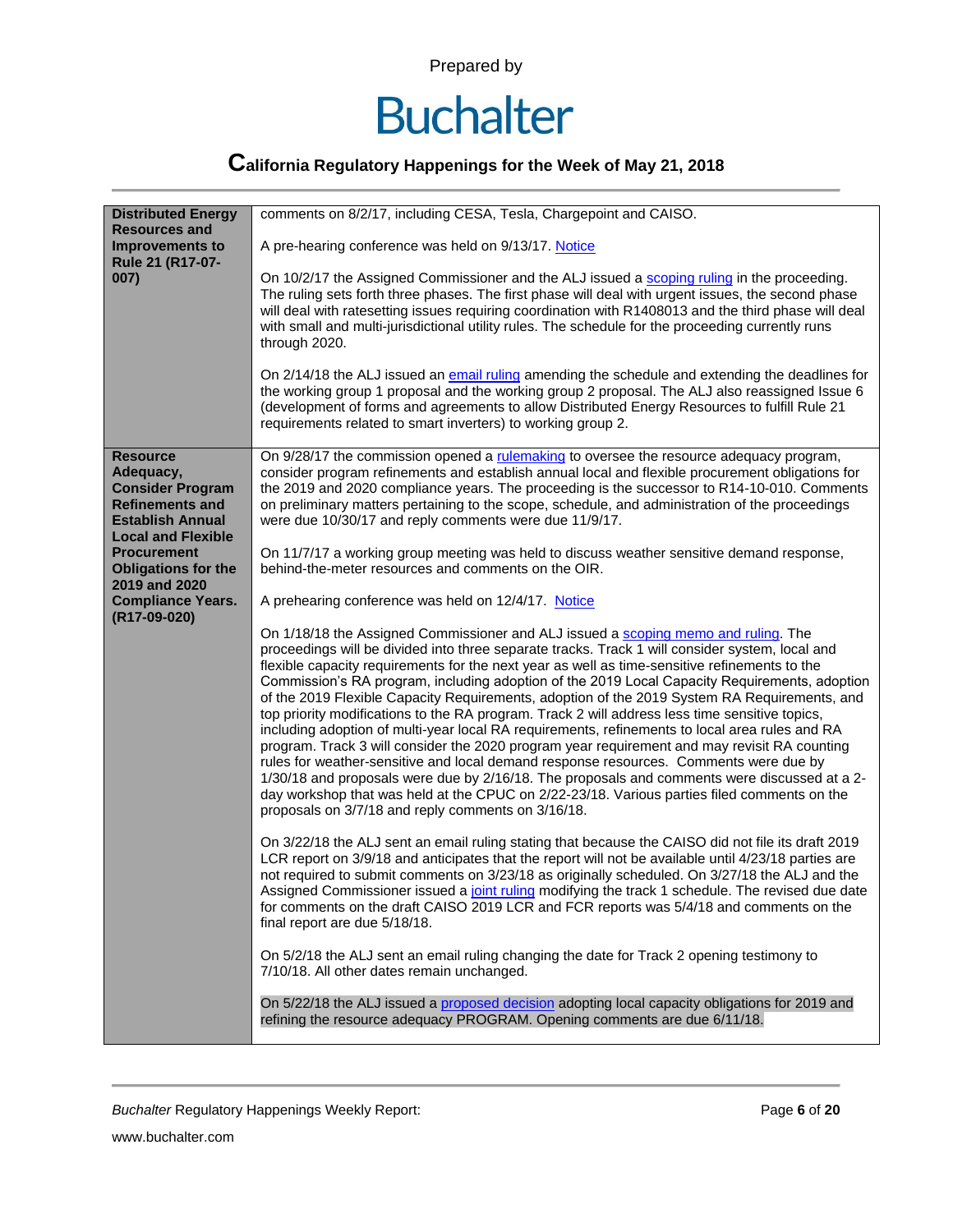Prepared by

# Buchalter

## California Regulatory Happenings for the Week of May 21, 2018

| | |
|---|---|
| **Distributed Energy Resources and Improvements to Rule 21 (R17-07-007)** | comments on 8/2/17, including CESA, Tesla, Chargepoint and CAISO.<br><br>A pre-hearing conference was held on 9/13/17. Notice<br><br>On 10/2/17 the Assigned Commissioner and the ALJ issued a scoping ruling in the proceeding. The ruling sets forth three phases. The first phase will deal with urgent issues, the second phase will deal with ratesetting issues requiring coordination with R1408013 and the third phase will deal with small and multi-jurisdictional utility rules. The schedule for the proceeding currently runs through 2020.<br><br>On 2/14/18 the ALJ issued an email ruling amending the schedule and extending the deadlines for the working group 1 proposal and the working group 2 proposal. The ALJ also reassigned Issue 6 (development of forms and agreements to allow Distributed Energy Resources to fulfill Rule 21 requirements related to smart inverters) to working group 2. |
| **Resource Adequacy, Consider Program Refinements and Establish Annual Local and Flexible Procurement Obligations for the 2019 and 2020 Compliance Years. (R17-09-020)** | On 9/28/17 the commission opened a rulemaking to oversee the resource adequacy program, consider program refinements and establish annual local and flexible procurement obligations for the 2019 and 2020 compliance years. The proceeding is the successor to R14-10-010. Comments on preliminary matters pertaining to the scope, schedule, and administration of the proceedings were due 10/30/17 and reply comments were due 11/9/17.<br><br>On 11/7/17 a working group meeting was held to discuss weather sensitive demand response, behind-the-meter resources and comments on the OIR.<br><br>A prehearing conference was held on 12/4/17. Notice<br><br>On 1/18/18 the Assigned Commissioner and ALJ issued a scoping memo and ruling. The proceedings will be divided into three separate tracks. Track 1 will consider system, local and flexible capacity requirements for the next year as well as time-sensitive refinements to the Commission's RA program, including adoption of the 2019 Local Capacity Requirements, adoption of the 2019 Flexible Capacity Requirements, adoption of the 2019 System RA Requirements, and top priority modifications to the RA program. Track 2 will address less time sensitive topics, including adoption of multi-year local RA requirements, refinements to local area rules and RA program. Track 3 will consider the 2020 program year requirement and may revisit RA counting rules for weather-sensitive and local demand response resources. Comments were due by 1/30/18 and proposals were due by 2/16/18. The proposals and comments were discussed at a 2-day workshop that was held at the CPUC on 2/22-23/18. Various parties filed comments on the proposals on 3/7/18 and reply comments on 3/16/18.<br><br>On 3/22/18 the ALJ sent an email ruling stating that because the CAISO did not file its draft 2019 LCR report on 3/9/18 and anticipates that the report will not be available until 4/23/18 parties are not required to submit comments on 3/23/18 as originally scheduled. On 3/27/18 the ALJ and the Assigned Commissioner issued a joint ruling modifying the track 1 schedule. The revised due date for comments on the draft CAISO 2019 LCR and FCR reports was 5/4/18 and comments on the final report are due 5/18/18.<br><br>On 5/2/18 the ALJ sent an email ruling changing the date for Track 2 opening testimony to 7/10/18. All other dates remain unchanged.<br><br>On 5/22/18 the ALJ issued a proposed decision adopting local capacity obligations for 2019 and refining the resource adequacy PROGRAM. Opening comments are due 6/11/18. |

*Buchalter* Regulatory Happenings Weekly Report:

www.buchalter.com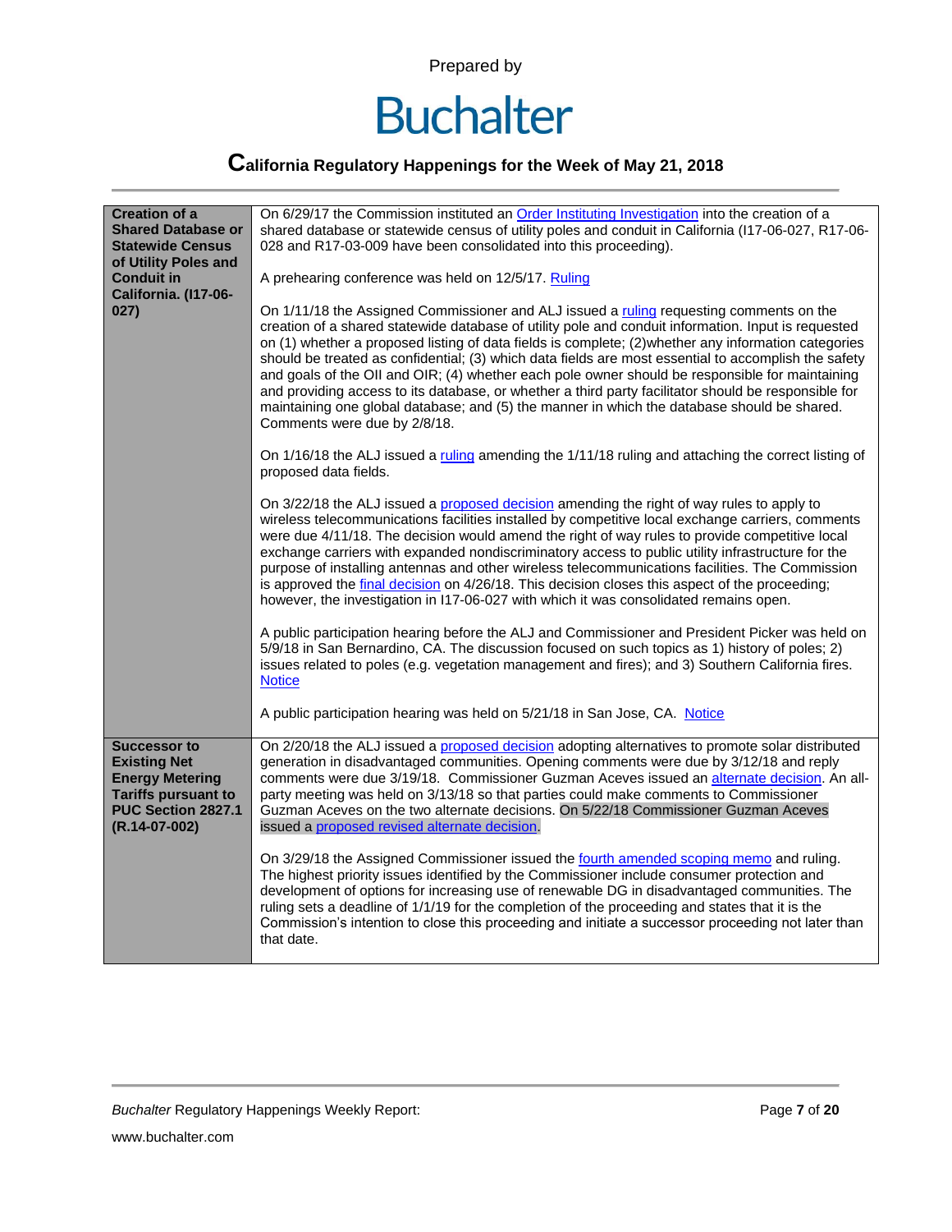Prepared by

# Buchalter

## California Regulatory Happenings for the Week of May 21, 2018

| | |
|---|---|
| **Creation of a Shared Database or Statewide Census of Utility Poles and Conduit in California. (I17-06-027)** | On 6/29/17 the Commission instituted an Order Instituting Investigation into the creation of a shared database or statewide census of utility poles and conduit in California (I17-06-027, R17-06-028 and R17-03-009 have been consolidated into this proceeding).<br><br>A prehearing conference was held on 12/5/17. Ruling<br><br>On 1/11/18 the Assigned Commissioner and ALJ issued a ruling requesting comments on the creation of a shared statewide database of utility pole and conduit information. Input is requested on (1) whether a proposed listing of data fields is complete; (2)whether any information categories should be treated as confidential; (3) which data fields are most essential to accomplish the safety and goals of the OII and OIR; (4) whether each pole owner should be responsible for maintaining and providing access to its database, or whether a third party facilitator should be responsible for maintaining one global database; and (5) the manner in which the database should be shared. Comments were due by 2/8/18.<br><br>On 1/16/18 the ALJ issued a ruling amending the 1/11/18 ruling and attaching the correct listing of proposed data fields.<br><br>On 3/22/18 the ALJ issued a proposed decision amending the right of way rules to apply to wireless telecommunications facilities installed by competitive local exchange carriers, comments were due 4/11/18. The decision would amend the right of way rules to provide competitive local exchange carriers with expanded nondiscriminatory access to public utility infrastructure for the purpose of installing antennas and other wireless telecommunications facilities. The Commission is approved the final decision on 4/26/18. This decision closes this aspect of the proceeding; however, the investigation in I17-06-027 with which it was consolidated remains open.<br><br>A public participation hearing before the ALJ and Commissioner and President Picker was held on 5/9/18 in San Bernardino, CA. The discussion focused on such topics as 1) history of poles; 2) issues related to poles (e.g. vegetation management and fires); and 3) Southern California fires. Notice<br><br>A public participation hearing was held on 5/21/18 in San Jose, CA. Notice |
| **Successor to Existing Net Energy Metering Tariffs pursuant to PUC Section 2827.1 (R.14-07-002)** | On 2/20/18 the ALJ issued a proposed decision adopting alternatives to promote solar distributed generation in disadvantaged communities. Opening comments were due by 3/12/18 and reply comments were due 3/19/18. Commissioner Guzman Aceves issued an alternate decision. An all-party meeting was held on 3/13/18 so that parties could make comments to Commissioner Guzman Aceves on the two alternate decisions. On 5/22/18 Commissioner Guzman Aceves issued a proposed revised alternate decision.<br><br>On 3/29/18 the Assigned Commissioner issued the fourth amended scoping memo and ruling. The highest priority issues identified by the Commissioner include consumer protection and development of options for increasing use of renewable DG in disadvantaged communities. The ruling sets a deadline of 1/1/19 for the completion of the proceeding and states that it is the Commission's intention to close this proceeding and initiate a successor proceeding not later than that date. |

*Buchalter* Regulatory Happenings Weekly Report:

www.buchalter.com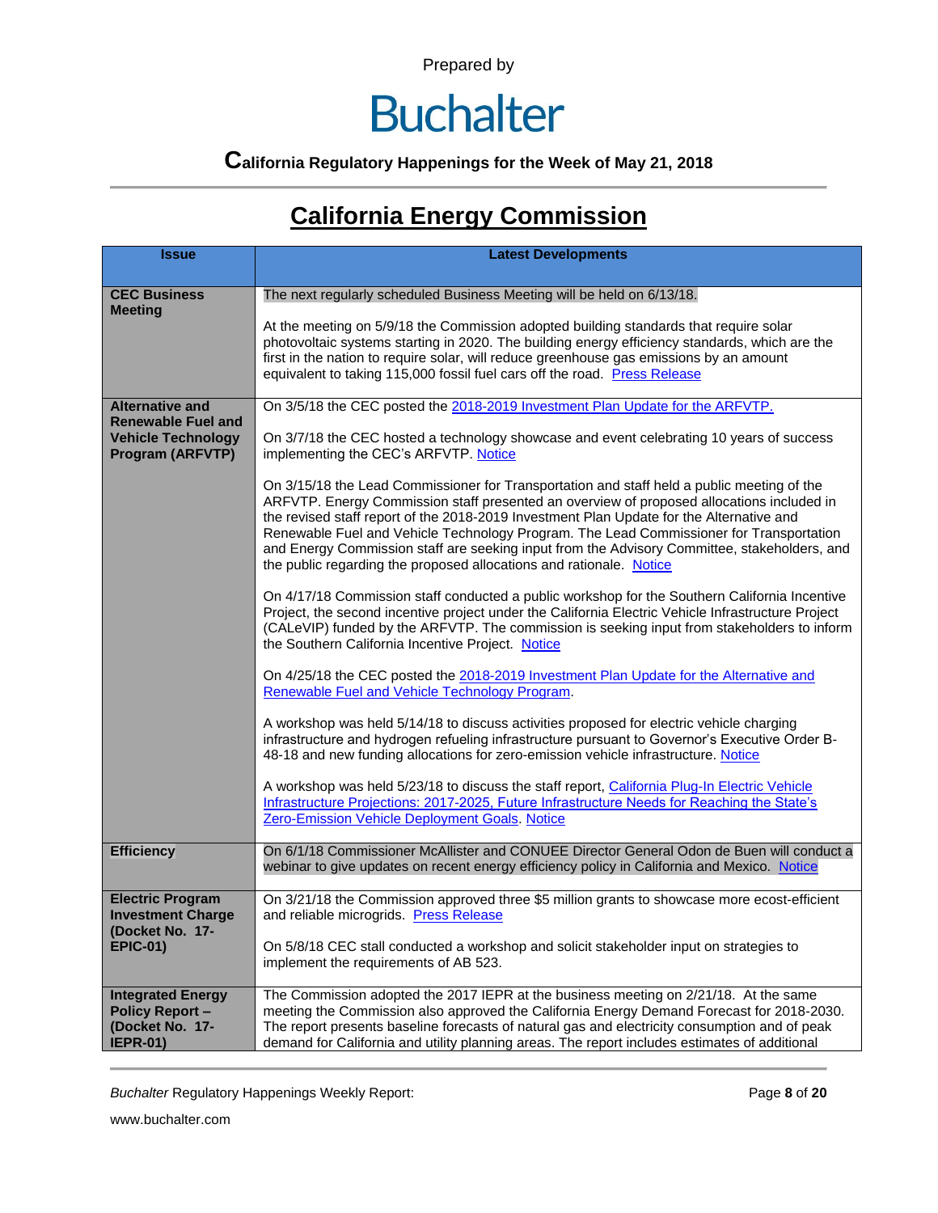Prepared by

Buchalter

**California Regulatory Happenings for the Week of May 21, 2018**

# California Energy Commission

| Issue | Latest Developments |
| --- | --- |
| **CEC Business Meeting** | The next regularly scheduled Business Meeting will be held on 6/13/18.<br><br>At the meeting on 5/9/18 the Commission adopted building standards that require solar photovoltaic systems starting in 2020. The building energy efficiency standards, which are the first in the nation to require solar, will reduce greenhouse gas emissions by an amount equivalent to taking 115,000 fossil fuel cars off the road. Press Release |
| **Alternative and Renewable Fuel and Vehicle Technology Program (ARFVTP)** | On 3/5/18 the CEC posted the 2018-2019 Investment Plan Update for the ARFVTP.<br><br>On 3/7/18 the CEC hosted a technology showcase and event celebrating 10 years of success implementing the CEC's ARFVTP. Notice<br><br>On 3/15/18 the Lead Commissioner for Transportation and staff held a public meeting of the ARFVTP. Energy Commission staff presented an overview of proposed allocations included in the revised staff report of the 2018-2019 Investment Plan Update for the Alternative and Renewable Fuel and Vehicle Technology Program. The Lead Commissioner for Transportation and Energy Commission staff are seeking input from the Advisory Committee, stakeholders, and the public regarding the proposed allocations and rationale. Notice<br><br>On 4/17/18 Commission staff conducted a public workshop for the Southern California Incentive Project, the second incentive project under the California Electric Vehicle Infrastructure Project (CALeVIP) funded by the ARFVTP. The commission is seeking input from stakeholders to inform the Southern California Incentive Project. Notice<br><br>On 4/25/18 the CEC posted the 2018-2019 Investment Plan Update for the Alternative and Renewable Fuel and Vehicle Technology Program.<br><br>A workshop was held 5/14/18 to discuss activities proposed for electric vehicle charging infrastructure and hydrogen refueling infrastructure pursuant to Governor's Executive Order B-48-18 and new funding allocations for zero-emission vehicle infrastructure. Notice<br><br>A workshop was held 5/23/18 to discuss the staff report, California Plug-In Electric Vehicle Infrastructure Projections: 2017-2025, Future Infrastructure Needs for Reaching the State's Zero-Emission Vehicle Deployment Goals. Notice |
| **Efficiency** | On 6/1/18 Commissioner McAllister and CONUEE Director General Odon de Buen will conduct a webinar to give updates on recent energy efficiency policy in California and Mexico. Notice |
| **Electric Program Investment Charge (Docket No. 17-EPIC-01)** | On 3/21/18 the Commission approved three $5 million grants to showcase more ecost-efficient and reliable microgrids. Press Release<br><br>On 5/8/18 CEC stall conducted a workshop and solicit stakeholder input on strategies to implement the requirements of AB 523. |
| **Integrated Energy Policy Report – (Docket No. 17-IEPR-01)** | The Commission adopted the 2017 IEPR at the business meeting on 2/21/18. At the same meeting the Commission also approved the California Energy Demand Forecast for 2018-2030. The report presents baseline forecasts of natural gas and electricity consumption and of peak demand for California and utility planning areas. The report includes estimates of additional |

*Buchalter* Regulatory Happenings Weekly Report:

www.buchalter.com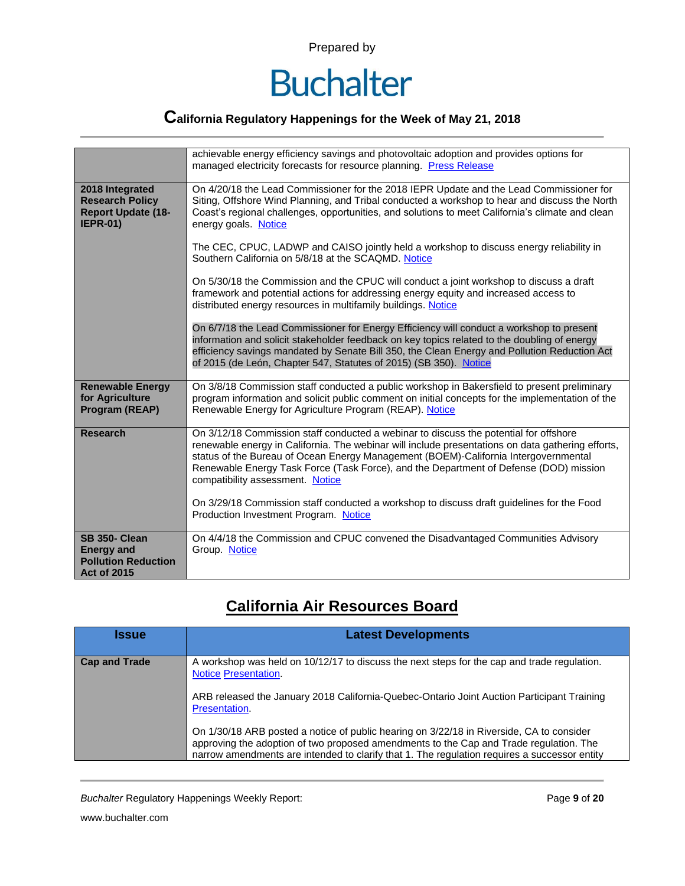| | |
|---|---|
| | achievable energy efficiency savings and photovoltaic adoption and provides options for managed electricity forecasts for resource planning. Press Release |
| **2018 Integrated Research Policy Report Update (18-IEPR-01)** | On 4/20/18 the Lead Commissioner for the 2018 IEPR Update and the Lead Commissioner for Siting, Offshore Wind Planning, and Tribal conducted a workshop to hear and discuss the North Coast's regional challenges, opportunities, and solutions to meet California's climate and clean energy goals. Notice<br><br>The CEC, CPUC, LADWP and CAISO jointly held a workshop to discuss energy reliability in Southern California on 5/8/18 at the SCAQMD. Notice<br><br>On 5/30/18 the Commission and the CPUC will conduct a joint workshop to discuss a draft framework and potential actions for addressing energy equity and increased access to distributed energy resources in multifamily buildings. Notice<br><br>On 6/7/18 the Lead Commissioner for Energy Efficiency will conduct a workshop to present information and solicit stakeholder feedback on key topics related to the doubling of energy efficiency savings mandated by Senate Bill 350, the Clean Energy and Pollution Reduction Act of 2015 (de León, Chapter 547, Statutes of 2015) (SB 350). Notice |
| **Renewable Energy for Agriculture Program (REAP)** | On 3/8/18 Commission staff conducted a public workshop in Bakersfield to present preliminary program information and solicit public comment on initial concepts for the implementation of the Renewable Energy for Agriculture Program (REAP). Notice |
| **Research** | On 3/12/18 Commission staff conducted a webinar to discuss the potential for offshore renewable energy in California. The webinar will include presentations on data gathering efforts, status of the Bureau of Ocean Energy Management (BOEM)-California Intergovernmental Renewable Energy Task Force (Task Force), and the Department of Defense (DOD) mission compatibility assessment. Notice<br><br>On 3/29/18 Commission staff conducted a workshop to discuss draft guidelines for the Food Production Investment Program. Notice |
| **SB 350- Clean Energy and Pollution Reduction Act of 2015** | On 4/4/18 the Commission and CPUC convened the Disadvantaged Communities Advisory Group. Notice |

## California Air Resources Board

| Issue | Latest Developments |
|---|---|
| **Cap and Trade** | A workshop was held on 10/12/17 to discuss the next steps for the cap and trade regulation. Notice Presentation.<br><br>ARB released the January 2018 California-Quebec-Ontario Joint Auction Participant Training Presentation.<br><br>On 1/30/18 ARB posted a notice of public hearing on 3/22/18 in Riverside, CA to consider approving the adoption of two proposed amendments to the Cap and Trade regulation. The narrow amendments are intended to clarify that 1. The regulation requires a successor entity |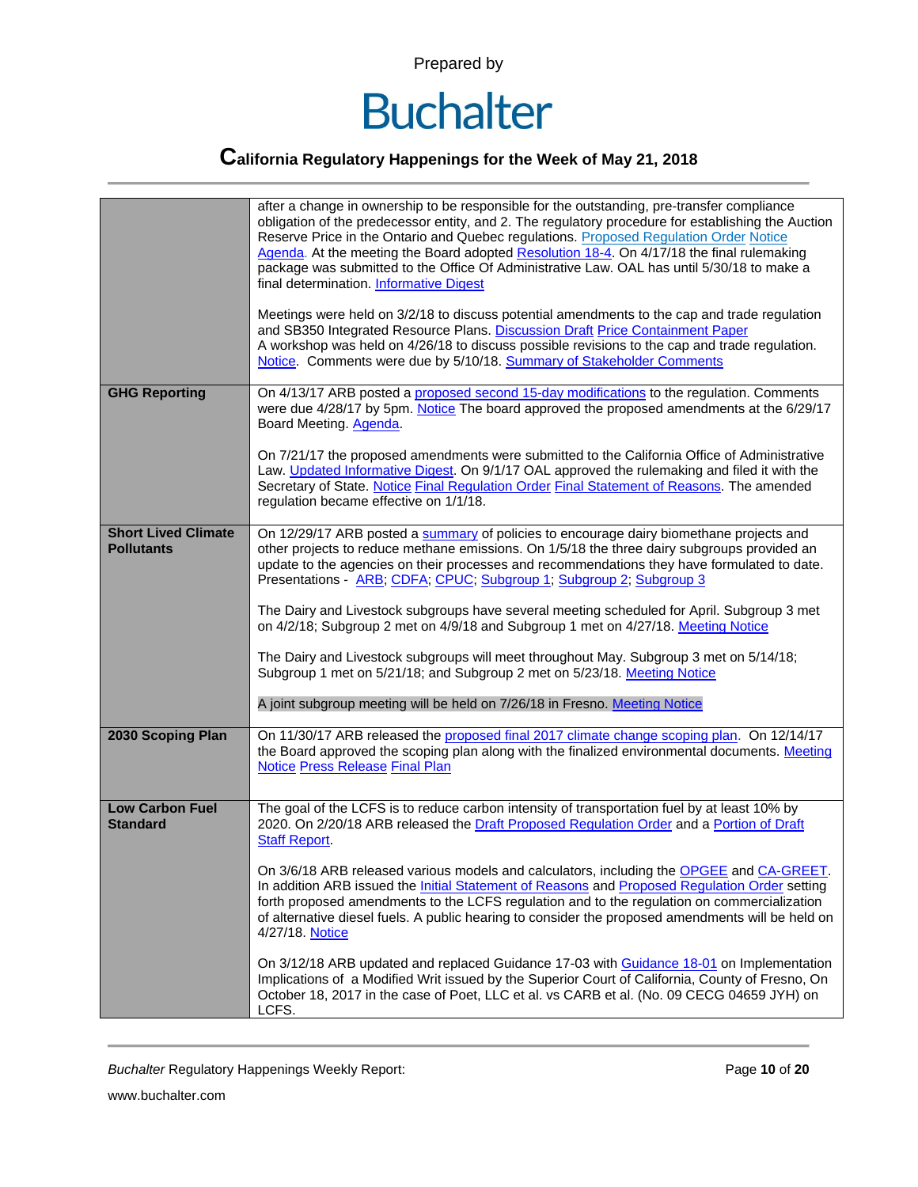| | |
|---|---|
| | after a change in ownership to be responsible for the outstanding, pre-transfer compliance obligation of the predecessor entity, and 2. The regulatory procedure for establishing the Auction Reserve Price in the Ontario and Quebec regulations. Proposed Regulation Order Notice Agenda. At the meeting the Board adopted Resolution 18-4. On 4/17/18 the final rulemaking package was submitted to the Office Of Administrative Law. OAL has until 5/30/18 to make a final determination. Informative Digest<br><br>Meetings were held on 3/2/18 to discuss potential amendments to the cap and trade regulation and SB350 Integrated Resource Plans. Discussion Draft Price Containment Paper<br>A workshop was held on 4/26/18 to discuss possible revisions to the cap and trade regulation. Notice. Comments were due by 5/10/18. Summary of Stakeholder Comments |
| **GHG Reporting** | On 4/13/17 ARB posted a proposed second 15-day modifications to the regulation. Comments were due 4/28/17 by 5pm. Notice The board approved the proposed amendments at the 6/29/17 Board Meeting. Agenda.<br><br>On 7/21/17 the proposed amendments were submitted to the California Office of Administrative Law. Updated Informative Digest. On 9/1/17 OAL approved the rulemaking and filed it with the Secretary of State. Notice Final Regulation Order Final Statement of Reasons. The amended regulation became effective on 1/1/18. |
| **Short Lived Climate Pollutants** | On 12/29/17 ARB posted a summary of policies to encourage dairy biomethane projects and other projects to reduce methane emissions. On 1/5/18 the three dairy subgroups provided an update to the agencies on their processes and recommendations they have formulated to date. Presentations - ARB; CDFA; CPUC; Subgroup 1; Subgroup 2; Subgroup 3<br><br>The Dairy and Livestock subgroups have several meeting scheduled for April. Subgroup 3 met on 4/2/18; Subgroup 2 met on 4/9/18 and Subgroup 1 met on 4/27/18. Meeting Notice<br><br>The Dairy and Livestock subgroups will meet throughout May. Subgroup 3 met on 5/14/18; Subgroup 1 met on 5/21/18; and Subgroup 2 met on 5/23/18. Meeting Notice<br><br>A joint subgroup meeting will be held on 7/26/18 in Fresno. Meeting Notice |
| **2030 Scoping Plan** | On 11/30/17 ARB released the proposed final 2017 climate change scoping plan. On 12/14/17 the Board approved the scoping plan along with the finalized environmental documents. Meeting Notice Press Release Final Plan |
| **Low Carbon Fuel Standard** | The goal of the LCFS is to reduce carbon intensity of transportation fuel by at least 10% by 2020. On 2/20/18 ARB released the Draft Proposed Regulation Order and a Portion of Draft Staff Report.<br><br>On 3/6/18 ARB released various models and calculators, including the OPGEE and CA-GREET. In addition ARB issued the Initial Statement of Reasons and Proposed Regulation Order setting forth proposed amendments to the LCFS regulation and to the regulation on commercialization of alternative diesel fuels. A public hearing to consider the proposed amendments will be held on 4/27/18. Notice<br><br>On 3/12/18 ARB updated and replaced Guidance 17-03 with Guidance 18-01 on Implementation Implications of a Modified Writ issued by the Superior Court of California, County of Fresno, On October 18, 2017 in the case of Poet, LLC et al. vs CARB et al. (No. 09 CECG 04659 JYH) on LCFS. |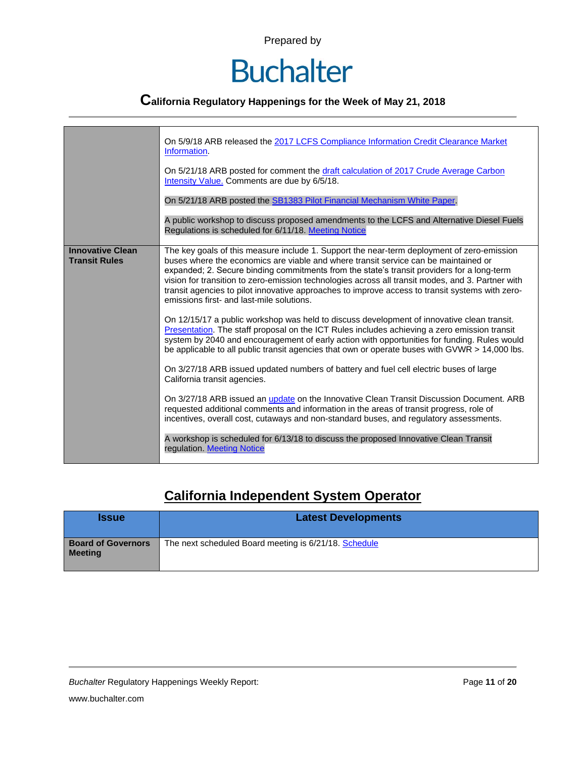| | |
|---|---|
| | On 5/9/18 ARB released the 2017 LCFS Compliance Information Credit Clearance Market Information.<br><br>On 5/21/18 ARB posted for comment the draft calculation of 2017 Crude Average Carbon Intensity Value. Comments are due by 6/5/18.<br><br>On 5/21/18 ARB posted the SB1383 Pilot Financial Mechanism White Paper.<br><br>A public workshop to discuss proposed amendments to the LCFS and Alternative Diesel Fuels Regulations is scheduled for 6/11/18. Meeting Notice |
| **Innovative Clean Transit Rules** | The key goals of this measure include 1. Support the near-term deployment of zero-emission buses where the economics are viable and where transit service can be maintained or expanded; 2. Secure binding commitments from the state's transit providers for a long-term vision for transition to zero-emission technologies across all transit modes, and 3. Partner with transit agencies to pilot innovative approaches to improve access to transit systems with zero-emissions first- and last-mile solutions.<br><br>On 12/15/17 a public workshop was held to discuss development of innovative clean transit. Presentation. The staff proposal on the ICT Rules includes achieving a zero emission transit system by 2040 and encouragement of early action with opportunities for funding. Rules would be applicable to all public transit agencies that own or operate buses with GVWR > 14,000 lbs.<br><br>On 3/27/18 ARB issued updated numbers of battery and fuel cell electric buses of large California transit agencies.<br><br>On 3/27/18 ARB issued an update on the Innovative Clean Transit Discussion Document. ARB requested additional comments and information in the areas of transit progress, role of incentives, overall cost, cutaways and non-standard buses, and regulatory assessments.<br><br>A workshop is scheduled for 6/13/18 to discuss the proposed Innovative Clean Transit regulation. Meeting Notice |

## California Independent System Operator

| Issue | Latest Developments |
|---|---|
| **Board of Governors Meeting** | The next scheduled Board meeting is 6/21/18. Schedule |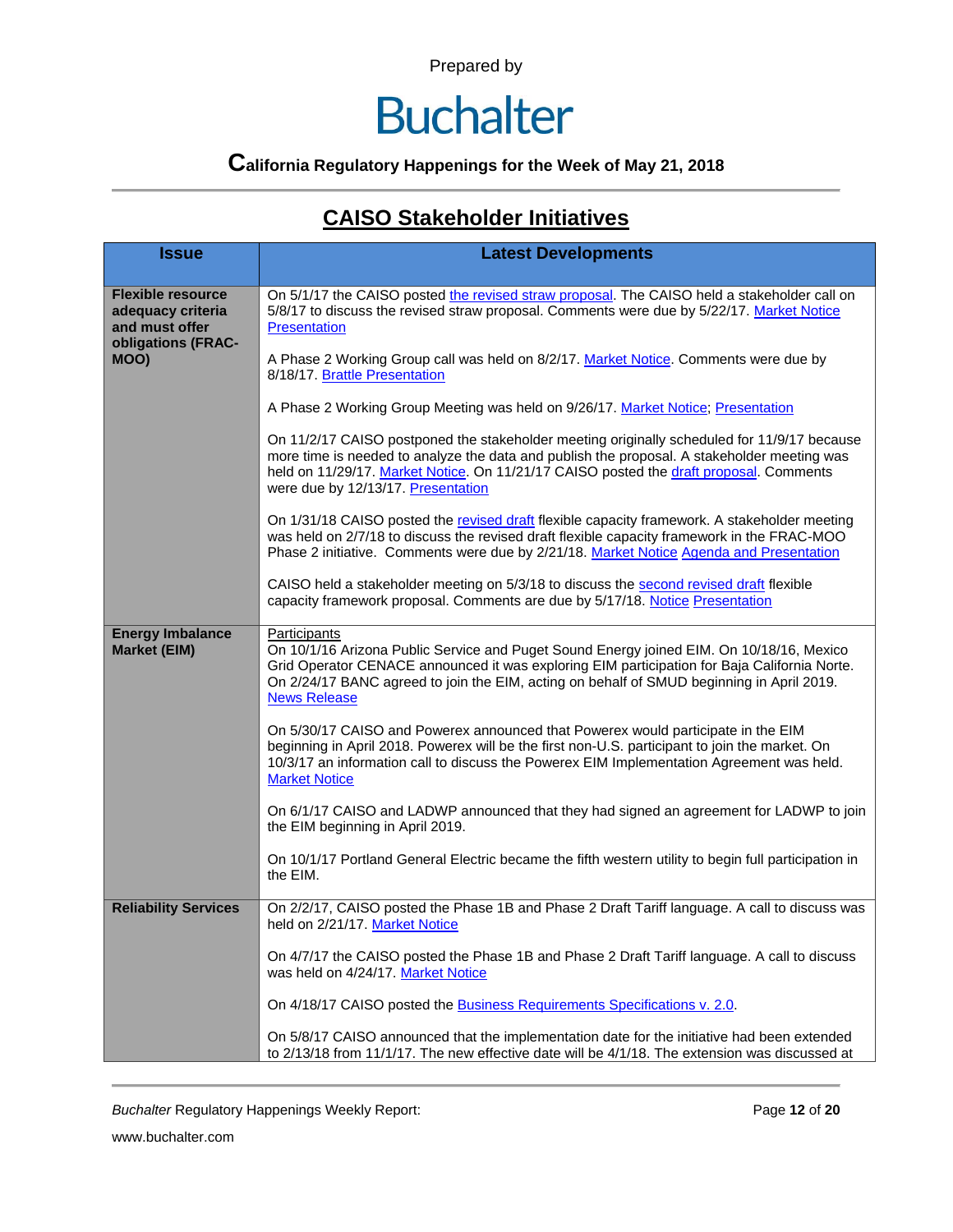Prepared by

# Buchalter

**California Regulatory Happenings for the Week of May 21, 2018**

## CAISO Stakeholder Initiatives

| Issue | Latest Developments |
|---|---|
| **Flexible resource adequacy criteria and must offer obligations (FRAC-MOO)** | On 5/1/17 the CAISO posted the revised straw proposal. The CAISO held a stakeholder call on 5/8/17 to discuss the revised straw proposal. Comments were due by 5/22/17. Market Notice Presentation<br><br>A Phase 2 Working Group call was held on 8/2/17. Market Notice. Comments were due by 8/18/17. Brattle Presentation<br><br>A Phase 2 Working Group Meeting was held on 9/26/17. Market Notice; Presentation<br><br>On 11/2/17 CAISO postponed the stakeholder meeting originally scheduled for 11/9/17 because more time is needed to analyze the data and publish the proposal. A stakeholder meeting was held on 11/29/17. Market Notice. On 11/21/17 CAISO posted the draft proposal. Comments were due by 12/13/17. Presentation<br><br>On 1/31/18 CAISO posted the revised draft flexible capacity framework. A stakeholder meeting was held on 2/7/18 to discuss the revised draft flexible capacity framework in the FRAC-MOO Phase 2 initiative. Comments were due by 2/21/18. Market Notice Agenda and Presentation<br><br>CAISO held a stakeholder meeting on 5/3/18 to discuss the second revised draft flexible capacity framework proposal. Comments are due by 5/17/18. Notice Presentation |
| **Energy Imbalance Market (EIM)** | Participants<br>On 10/1/16 Arizona Public Service and Puget Sound Energy joined EIM. On 10/18/16, Mexico Grid Operator CENACE announced it was exploring EIM participation for Baja California Norte. On 2/24/17 BANC agreed to join the EIM, acting on behalf of SMUD beginning in April 2019. News Release<br><br>On 5/30/17 CAISO and Powerex announced that Powerex would participate in the EIM beginning in April 2018. Powerex will be the first non-U.S. participant to join the market. On 10/3/17 an information call to discuss the Powerex EIM Implementation Agreement was held. Market Notice<br><br>On 6/1/17 CAISO and LADWP announced that they had signed an agreement for LADWP to join the EIM beginning in April 2019.<br><br>On 10/1/17 Portland General Electric became the fifth western utility to begin full participation in the EIM. |
| **Reliability Services** | On 2/2/17, CAISO posted the Phase 1B and Phase 2 Draft Tariff language. A call to discuss was held on 2/21/17. Market Notice<br><br>On 4/7/17 the CAISO posted the Phase 1B and Phase 2 Draft Tariff language. A call to discuss was held on 4/24/17. Market Notice<br><br>On 4/18/17 CAISO posted the Business Requirements Specifications v. 2.0.<br><br>On 5/8/17 CAISO announced that the implementation date for the initiative had been extended to 2/13/18 from 11/1/17. The new effective date will be 4/1/18. The extension was discussed at |

*Buchalter* Regulatory Happenings Weekly Report:

www.buchalter.com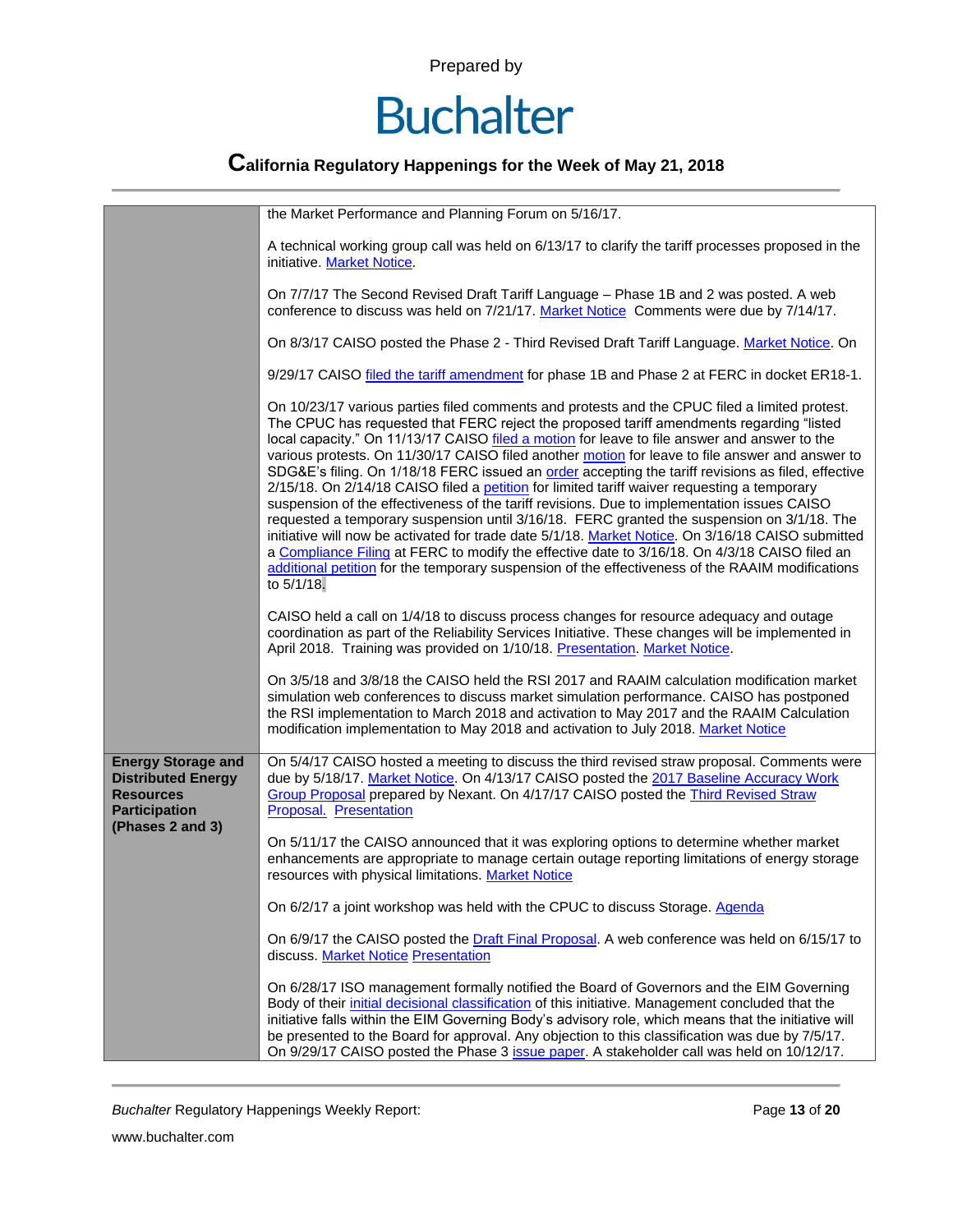| | |
|---|---|
| | the Market Performance and Planning Forum on 5/16/17.<br><br>A technical working group call was held on 6/13/17 to clarify the tariff processes proposed in the initiative. Market Notice.<br><br>On 7/7/17 The Second Revised Draft Tariff Language – Phase 1B and 2 was posted. A web conference to discuss was held on 7/21/17. Market Notice  Comments were due by 7/14/17.<br><br>On 8/3/17 CAISO posted the Phase 2 - Third Revised Draft Tariff Language. Market Notice. On<br><br>9/29/17 CAISO filed the tariff amendment for phase 1B and Phase 2 at FERC in docket ER18-1.<br><br>On 10/23/17 various parties filed comments and protests and the CPUC filed a limited protest. The CPUC has requested that FERC reject the proposed tariff amendments regarding "listed local capacity." On 11/13/17 CAISO filed a motion for leave to file answer and answer to the various protests. On 11/30/17 CAISO filed another motion for leave to file answer and answer to SDG&E's filing. On 1/18/18 FERC issued an order accepting the tariff revisions as filed, effective 2/15/18. On 2/14/18 CAISO filed a petition for limited tariff waiver requesting a temporary suspension of the effectiveness of the tariff revisions. Due to implementation issues CAISO requested a temporary suspension until 3/16/18. FERC granted the suspension on 3/1/18. The initiative will now be activated for trade date 5/1/18. Market Notice. On 3/16/18 CAISO submitted a Compliance Filing at FERC to modify the effective date to 3/16/18. On 4/3/18 CAISO filed an additional petition for the temporary suspension of the effectiveness of the RAAIM modifications to 5/1/18.<br><br>CAISO held a call on 1/4/18 to discuss process changes for resource adequacy and outage coordination as part of the Reliability Services Initiative. These changes will be implemented in April 2018. Training was provided on 1/10/18. Presentation. Market Notice.<br><br>On 3/5/18 and 3/8/18 the CAISO held the RSI 2017 and RAAIM calculation modification market simulation web conferences to discuss market simulation performance. CAISO has postponed the RSI implementation to March 2018 and activation to May 2017 and the RAAIM Calculation modification implementation to May 2018 and activation to July 2018. Market Notice |
| **Energy Storage and Distributed Energy Resources Participation (Phases 2 and 3)** | On 5/4/17 CAISO hosted a meeting to discuss the third revised straw proposal. Comments were due by 5/18/17. Market Notice. On 4/13/17 CAISO posted the 2017 Baseline Accuracy Work Group Proposal prepared by Nexant. On 4/17/17 CAISO posted the Third Revised Straw Proposal. Presentation<br><br>On 5/11/17 the CAISO announced that it was exploring options to determine whether market enhancements are appropriate to manage certain outage reporting limitations of energy storage resources with physical limitations. Market Notice<br><br>On 6/2/17 a joint workshop was held with the CPUC to discuss Storage. Agenda<br><br>On 6/9/17 the CAISO posted the Draft Final Proposal. A web conference was held on 6/15/17 to discuss. Market Notice Presentation<br><br>On 6/28/17 ISO management formally notified the Board of Governors and the EIM Governing Body of their initial decisional classification of this initiative. Management concluded that the initiative falls within the EIM Governing Body's advisory role, which means that the initiative will be presented to the Board for approval. Any objection to this classification was due by 7/5/17. On 9/29/17 CAISO posted the Phase 3 issue paper. A stakeholder call was held on 10/12/17. |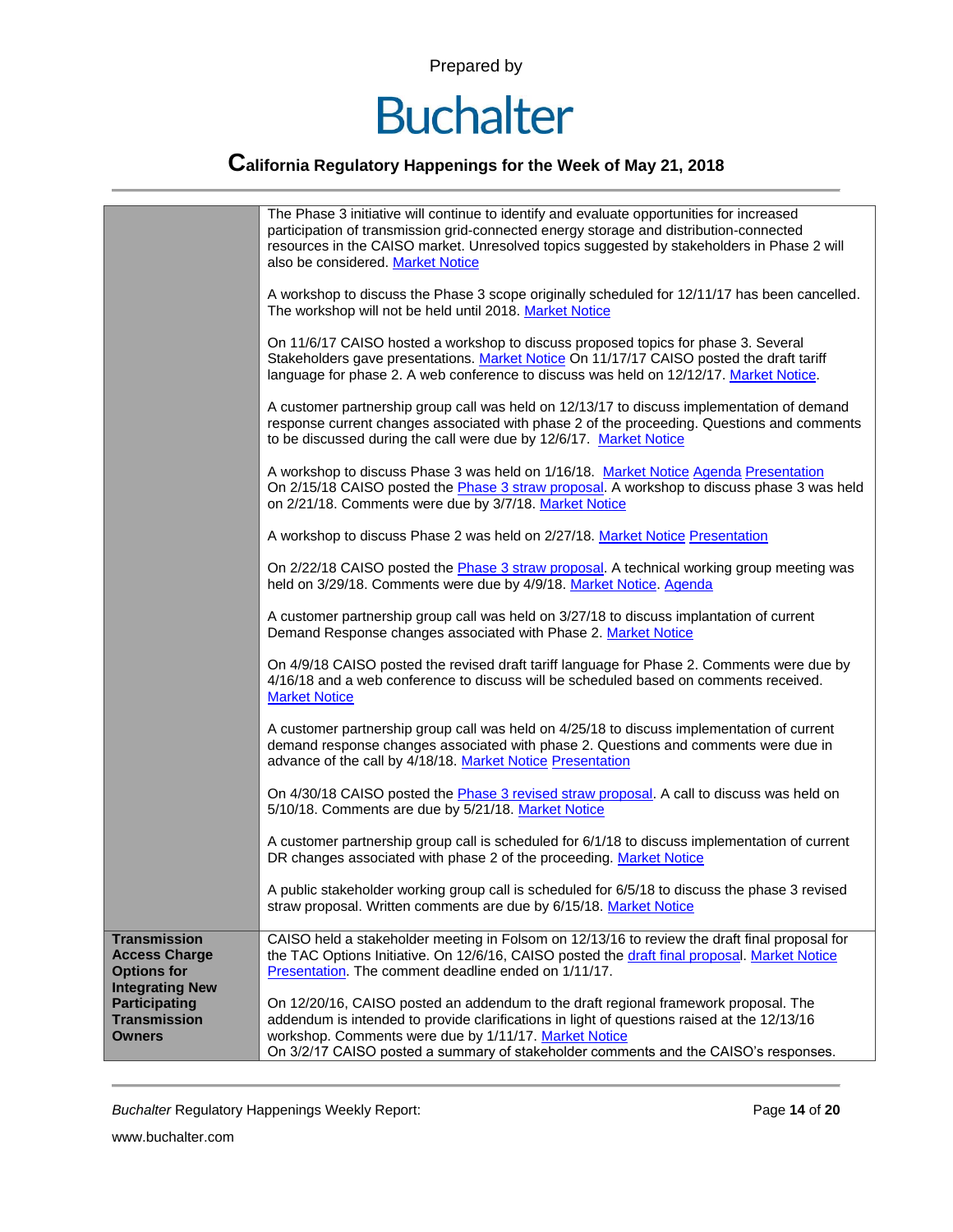| | |
|---|---|
| | The Phase 3 initiative will continue to identify and evaluate opportunities for increased participation of transmission grid-connected energy storage and distribution-connected resources in the CAISO market. Unresolved topics suggested by stakeholders in Phase 2 will also be considered. Market Notice<br><br>A workshop to discuss the Phase 3 scope originally scheduled for 12/11/17 has been cancelled. The workshop will not be held until 2018. Market Notice<br><br>On 11/6/17 CAISO hosted a workshop to discuss proposed topics for phase 3. Several Stakeholders gave presentations. Market Notice On 11/17/17 CAISO posted the draft tariff language for phase 2. A web conference to discuss was held on 12/12/17. Market Notice.<br><br>A customer partnership group call was held on 12/13/17 to discuss implementation of demand response current changes associated with phase 2 of the proceeding. Questions and comments to be discussed during the call were due by 12/6/17. Market Notice<br><br>A workshop to discuss Phase 3 was held on 1/16/18. Market Notice Agenda Presentation On 2/15/18 CAISO posted the Phase 3 straw proposal. A workshop to discuss phase 3 was held on 2/21/18. Comments were due by 3/7/18. Market Notice<br><br>A workshop to discuss Phase 2 was held on 2/27/18. Market Notice Presentation<br><br>On 2/22/18 CAISO posted the Phase 3 straw proposal. A technical working group meeting was held on 3/29/18. Comments were due by 4/9/18. Market Notice. Agenda<br><br>A customer partnership group call was held on 3/27/18 to discuss implantation of current Demand Response changes associated with Phase 2. Market Notice<br><br>On 4/9/18 CAISO posted the revised draft tariff language for Phase 2. Comments were due by 4/16/18 and a web conference to discuss will be scheduled based on comments received. Market Notice<br><br>A customer partnership group call was held on 4/25/18 to discuss implementation of current demand response changes associated with phase 2. Questions and comments were due in advance of the call by 4/18/18. Market Notice Presentation<br><br>On 4/30/18 CAISO posted the Phase 3 revised straw proposal. A call to discuss was held on 5/10/18. Comments are due by 5/21/18. Market Notice<br><br>A customer partnership group call is scheduled for 6/1/18 to discuss implementation of current DR changes associated with phase 2 of the proceeding. Market Notice<br><br>A public stakeholder working group call is scheduled for 6/5/18 to discuss the phase 3 revised straw proposal. Written comments are due by 6/15/18. Market Notice |
| **Transmission Access Charge Options for Integrating New Participating Transmission Owners** | CAISO held a stakeholder meeting in Folsom on 12/13/16 to review the draft final proposal for the TAC Options Initiative. On 12/6/16, CAISO posted the draft final proposal. Market Notice Presentation. The comment deadline ended on 1/11/17.<br><br>On 12/20/16, CAISO posted an addendum to the draft regional framework proposal. The addendum is intended to provide clarifications in light of questions raised at the 12/13/16 workshop. Comments were due by 1/11/17. Market Notice<br>On 3/2/17 CAISO posted a summary of stakeholder comments and the CAISO's responses. |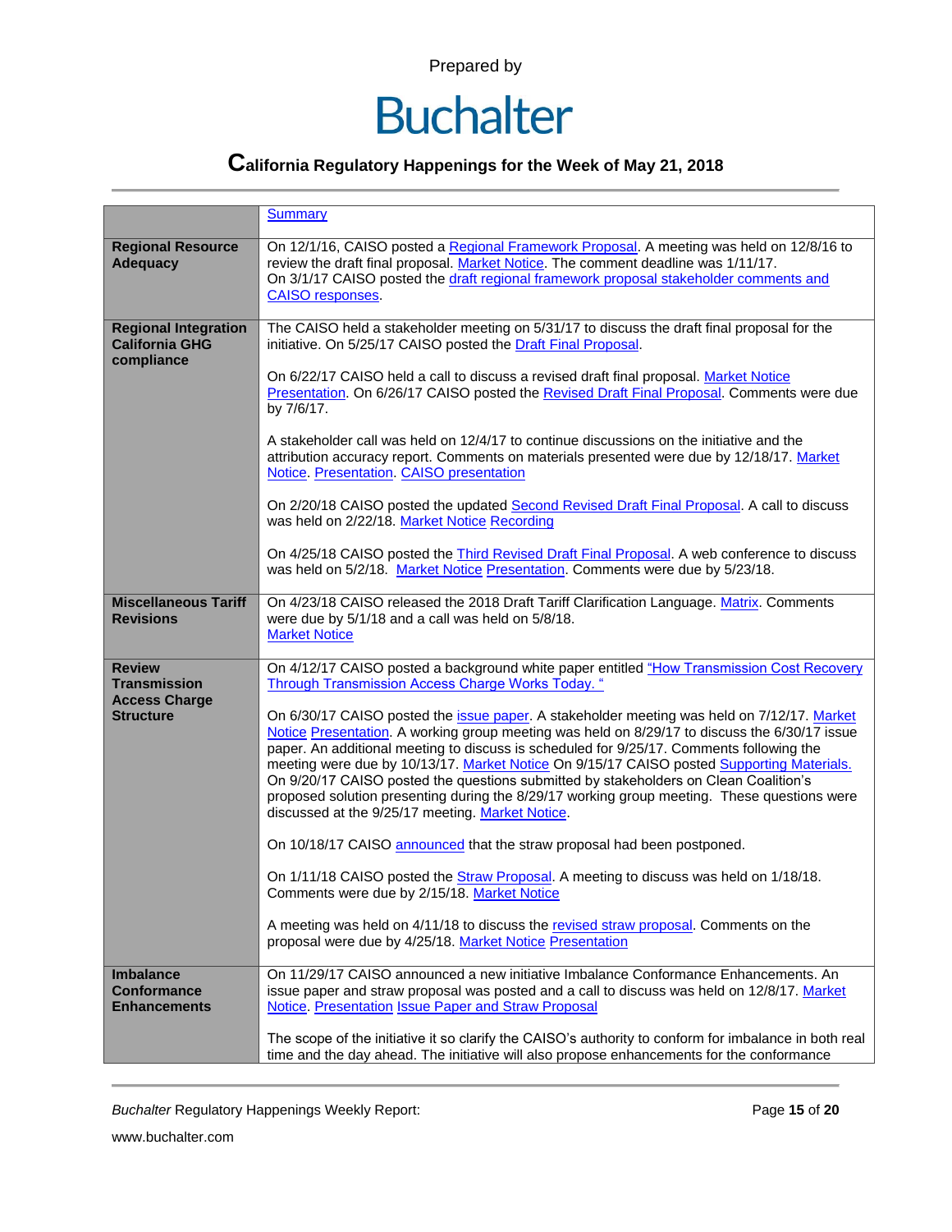| | Summary |
|---|---|
| **Regional Resource Adequacy** | On 12/1/16, CAISO posted a Regional Framework Proposal. A meeting was held on 12/8/16 to review the draft final proposal. Market Notice. The comment deadline was 1/11/17.<br>On 3/1/17 CAISO posted the draft regional framework proposal stakeholder comments and CAISO responses. |
| **Regional Integration California GHG compliance** | The CAISO held a stakeholder meeting on 5/31/17 to discuss the draft final proposal for the initiative. On 5/25/17 CAISO posted the Draft Final Proposal.<br><br>On 6/22/17 CAISO held a call to discuss a revised draft final proposal. Market Notice Presentation. On 6/26/17 CAISO posted the Revised Draft Final Proposal. Comments were due by 7/6/17.<br><br>A stakeholder call was held on 12/4/17 to continue discussions on the initiative and the attribution accuracy report. Comments on materials presented were due by 12/18/17. Market Notice. Presentation. CAISO presentation<br><br>On 2/20/18 CAISO posted the updated Second Revised Draft Final Proposal. A call to discuss was held on 2/22/18. Market Notice Recording<br><br>On 4/25/18 CAISO posted the Third Revised Draft Final Proposal. A web conference to discuss was held on 5/2/18. Market Notice Presentation. Comments were due by 5/23/18. |
| **Miscellaneous Tariff Revisions** | On 4/23/18 CAISO released the 2018 Draft Tariff Clarification Language. Matrix. Comments were due by 5/1/18 and a call was held on 5/8/18.<br>Market Notice |
| **Review Transmission Access Charge Structure** | On 4/12/17 CAISO posted a background white paper entitled "How Transmission Cost Recovery Through Transmission Access Charge Works Today. "<br><br>On 6/30/17 CAISO posted the issue paper. A stakeholder meeting was held on 7/12/17. Market Notice Presentation. A working group meeting was held on 8/29/17 to discuss the 6/30/17 issue paper. An additional meeting to discuss is scheduled for 9/25/17. Comments following the meeting were due by 10/13/17. Market Notice On 9/15/17 CAISO posted Supporting Materials. On 9/20/17 CAISO posted the questions submitted by stakeholders on Clean Coalition's proposed solution presenting during the 8/29/17 working group meeting. These questions were discussed at the 9/25/17 meeting. Market Notice.<br><br>On 10/18/17 CAISO announced that the straw proposal had been postponed.<br><br>On 1/11/18 CAISO posted the Straw Proposal. A meeting to discuss was held on 1/18/18. Comments were due by 2/15/18. Market Notice<br><br>A meeting was held on 4/11/18 to discuss the revised straw proposal. Comments on the proposal were due by 4/25/18. Market Notice Presentation |
| **Imbalance Conformance Enhancements** | On 11/29/17 CAISO announced a new initiative Imbalance Conformance Enhancements. An issue paper and straw proposal was posted and a call to discuss was held on 12/8/17. Market Notice. Presentation Issue Paper and Straw Proposal<br><br>The scope of the initiative it so clarify the CAISO's authority to conform for imbalance in both real time and the day ahead. The initiative will also propose enhancements for the conformance |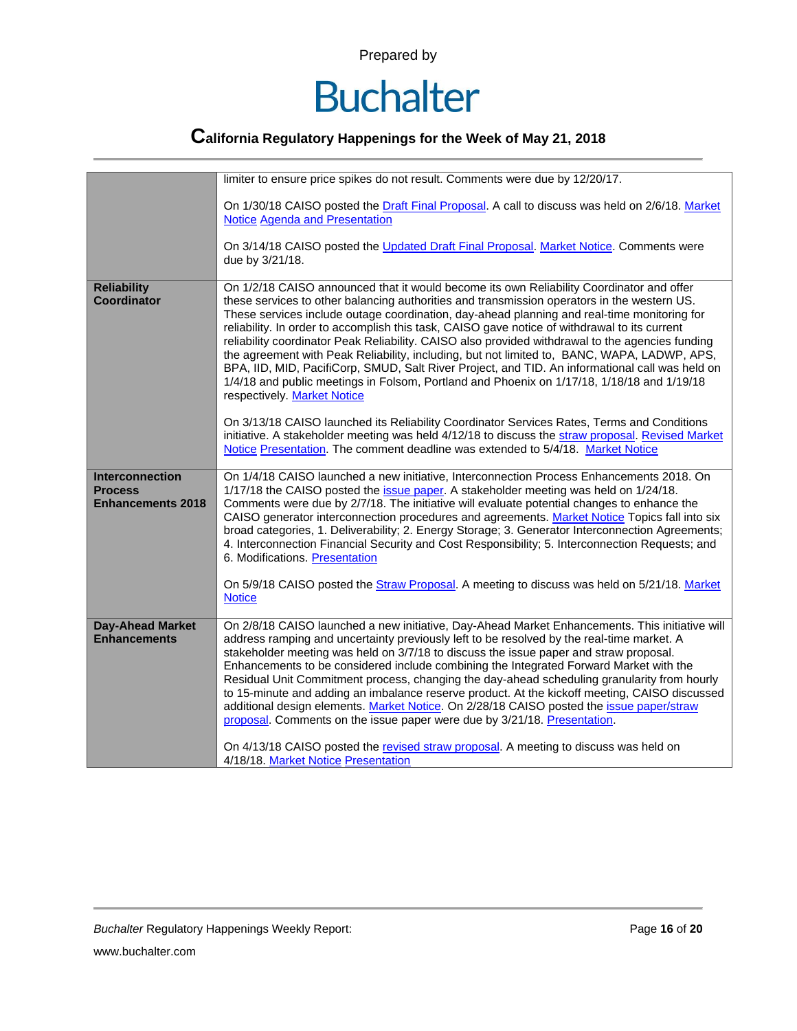| | |
|---|---|
| | limiter to ensure price spikes do not result. Comments were due by 12/20/17.<br><br>On 1/30/18 CAISO posted the Draft Final Proposal. A call to discuss was held on 2/6/18. Market Notice Agenda and Presentation<br><br>On 3/14/18 CAISO posted the Updated Draft Final Proposal. Market Notice. Comments were due by 3/21/18. |
| **Reliability Coordinator** | On 1/2/18 CAISO announced that it would become its own Reliability Coordinator and offer these services to other balancing authorities and transmission operators in the western US. These services include outage coordination, day-ahead planning and real-time monitoring for reliability. In order to accomplish this task, CAISO gave notice of withdrawal to its current reliability coordinator Peak Reliability. CAISO also provided withdrawal to the agencies funding the agreement with Peak Reliability, including, but not limited to, BANC, WAPA, LADWP, APS, BPA, IID, MID, PacifiCorp, SMUD, Salt River Project, and TID. An informational call was held on 1/4/18 and public meetings in Folsom, Portland and Phoenix on 1/17/18, 1/18/18 and 1/19/18 respectively. Market Notice<br><br>On 3/13/18 CAISO launched its Reliability Coordinator Services Rates, Terms and Conditions initiative. A stakeholder meeting was held 4/12/18 to discuss the straw proposal. Revised Market Notice Presentation. The comment deadline was extended to 5/4/18. Market Notice |
| **Interconnection Process Enhancements 2018** | On 1/4/18 CAISO launched a new initiative, Interconnection Process Enhancements 2018. On 1/17/18 the CAISO posted the issue paper. A stakeholder meeting was held on 1/24/18. Comments were due by 2/7/18. The initiative will evaluate potential changes to enhance the CAISO generator interconnection procedures and agreements. Market Notice Topics fall into six broad categories, 1. Deliverability; 2. Energy Storage; 3. Generator Interconnection Agreements; 4. Interconnection Financial Security and Cost Responsibility; 5. Interconnection Requests; and 6. Modifications. Presentation<br><br>On 5/9/18 CAISO posted the Straw Proposal. A meeting to discuss was held on 5/21/18. Market Notice |
| **Day-Ahead Market Enhancements** | On 2/8/18 CAISO launched a new initiative, Day-Ahead Market Enhancements. This initiative will address ramping and uncertainty previously left to be resolved by the real-time market. A stakeholder meeting was held on 3/7/18 to discuss the issue paper and straw proposal. Enhancements to be considered include combining the Integrated Forward Market with the Residual Unit Commitment process, changing the day-ahead scheduling granularity from hourly to 15-minute and adding an imbalance reserve product. At the kickoff meeting, CAISO discussed additional design elements. Market Notice. On 2/28/18 CAISO posted the issue paper/straw proposal. Comments on the issue paper were due by 3/21/18. Presentation.<br><br>On 4/13/18 CAISO posted the revised straw proposal. A meeting to discuss was held on 4/18/18. Market Notice Presentation |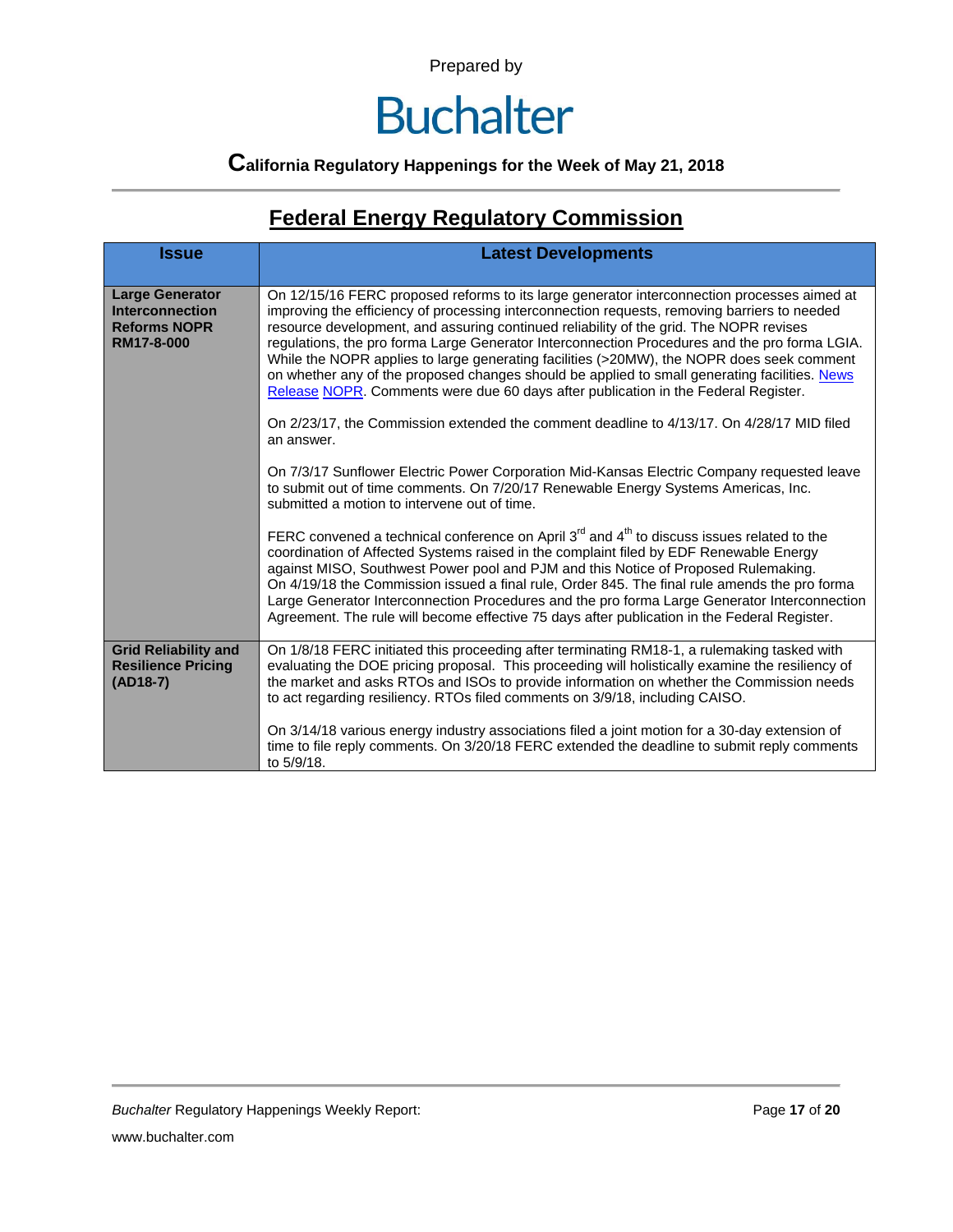Prepared by

# Buchalter

**California Regulatory Happenings for the Week of May 21, 2018**

## Federal Energy Regulatory Commission

| Issue | Latest Developments |
|---|---|
| **Large Generator Interconnection Reforms NOPR RM17-8-000** | On 12/15/16 FERC proposed reforms to its large generator interconnection processes aimed at improving the efficiency of processing interconnection requests, removing barriers to needed resource development, and assuring continued reliability of the grid. The NOPR revises regulations, the pro forma Large Generator Interconnection Procedures and the pro forma LGIA. While the NOPR applies to large generating facilities (>20MW), the NOPR does seek comment on whether any of the proposed changes should be applied to small generating facilities. News Release NOPR. Comments were due 60 days after publication in the Federal Register.<br><br>On 2/23/17, the Commission extended the comment deadline to 4/13/17. On 4/28/17 MID filed an answer.<br><br>On 7/3/17 Sunflower Electric Power Corporation Mid-Kansas Electric Company requested leave to submit out of time comments. On 7/20/17 Renewable Energy Systems Americas, Inc. submitted a motion to intervene out of time.<br><br>FERC convened a technical conference on April 3rd and 4th to discuss issues related to the coordination of Affected Systems raised in the complaint filed by EDF Renewable Energy against MISO, Southwest Power pool and PJM and this Notice of Proposed Rulemaking. On 4/19/18 the Commission issued a final rule, Order 845. The final rule amends the pro forma Large Generator Interconnection Procedures and the pro forma Large Generator Interconnection Agreement. The rule will become effective 75 days after publication in the Federal Register. |
| **Grid Reliability and Resilience Pricing (AD18-7)** | On 1/8/18 FERC initiated this proceeding after terminating RM18-1, a rulemaking tasked with evaluating the DOE pricing proposal. This proceeding will holistically examine the resiliency of the market and asks RTOs and ISOs to provide information on whether the Commission needs to act regarding resiliency. RTOs filed comments on 3/9/18, including CAISO.<br><br>On 3/14/18 various energy industry associations filed a joint motion for a 30-day extension of time to file reply comments. On 3/20/18 FERC extended the deadline to submit reply comments to 5/9/18. |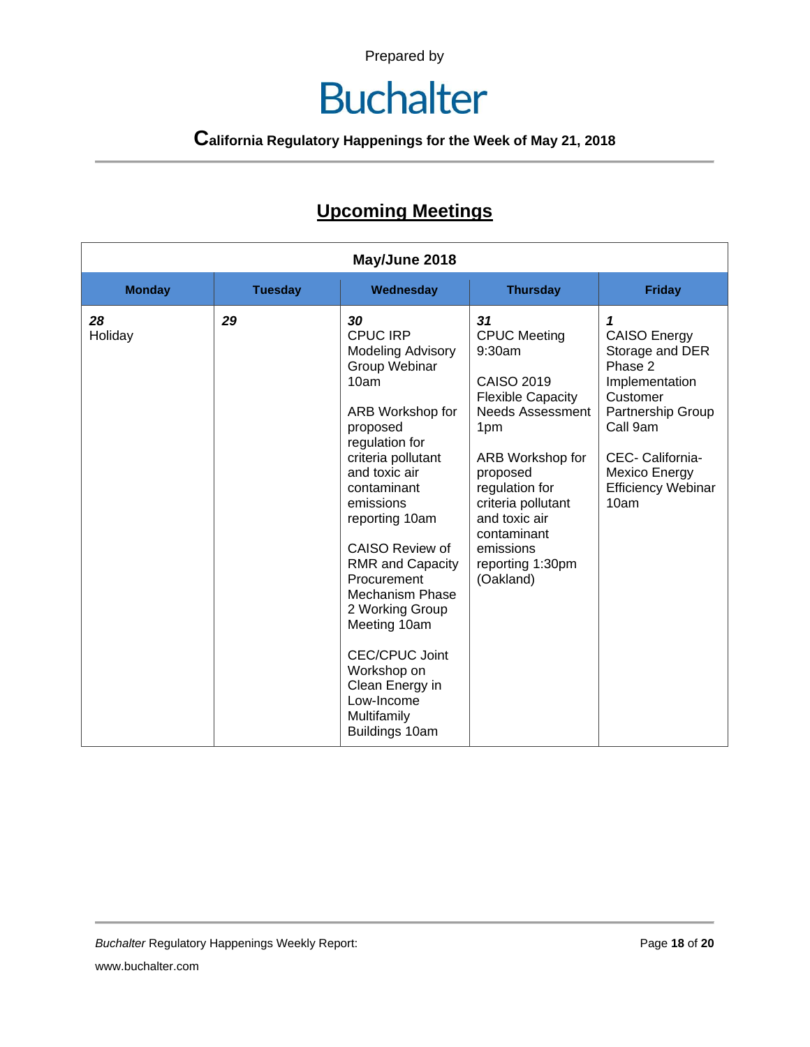## Upcoming Meetings

| May/June 2018 | | | | |
|---|---|---|---|---|
| **Monday** | **Tuesday** | **Wednesday** | **Thursday** | **Friday** |
| ***28***<br>Holiday | ***29*** | ***30***<br>CPUC IRP Modeling Advisory Group Webinar 10am<br><br>ARB Workshop for proposed regulation for criteria pollutant and toxic air contaminant emissions reporting 10am<br><br>CAISO Review of RMR and Capacity Procurement Mechanism Phase 2 Working Group Meeting 10am<br><br>CEC/CPUC Joint Workshop on Clean Energy in Low-Income Multifamily Buildings 10am | ***31***<br>CPUC Meeting 9:30am<br><br>CAISO 2019 Flexible Capacity Needs Assessment 1pm<br><br>ARB Workshop for proposed regulation for criteria pollutant and toxic air contaminant emissions reporting 1:30pm (Oakland) | ***1***<br>CAISO Energy Storage and DER Phase 2 Implementation Customer Partnership Group Call 9am<br><br>CEC- California-Mexico Energy Efficiency Webinar 10am |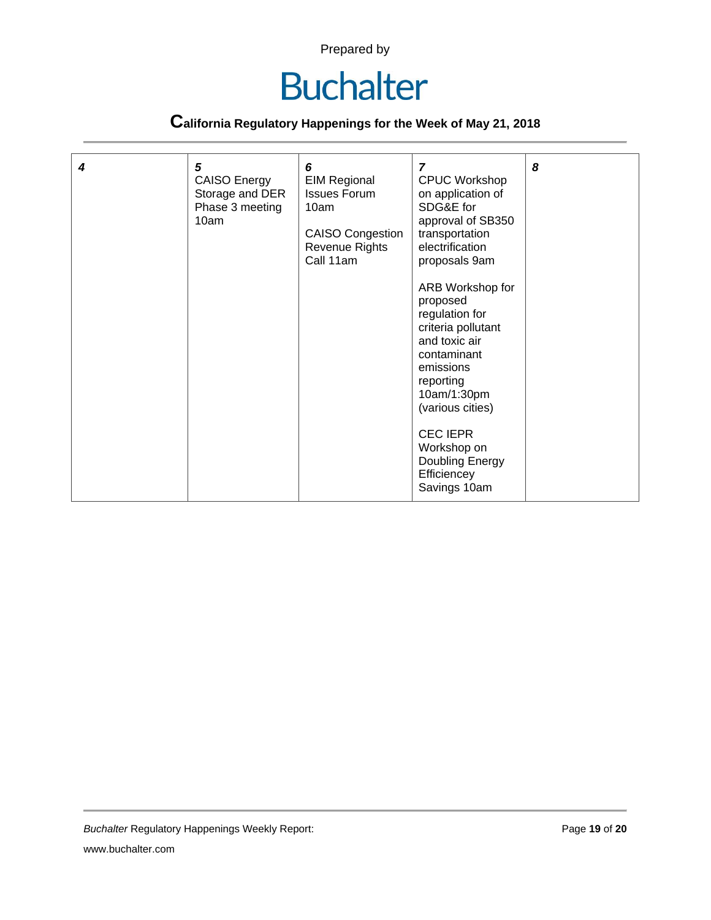Prepared by

Buchalter

**California Regulatory Happenings for the Week of May 21, 2018**

| ***4*** | ***5*** CAISO Energy Storage and DER Phase 3 meeting 10am | ***6*** EIM Regional Issues Forum 10am<br><br>CAISO Congestion Revenue Rights Call 11am | ***7*** CPUC Workshop on application of SDG&E for approval of SB350 transportation electrification proposals 9am<br><br>ARB Workshop for proposed regulation for criteria pollutant and toxic air contaminant emissions reporting 10am/1:30pm (various cities)<br><br>CEC IEPR Workshop on Doubling Energy Efficiencey Savings 10am | ***8*** |
|---|---|---|---|---|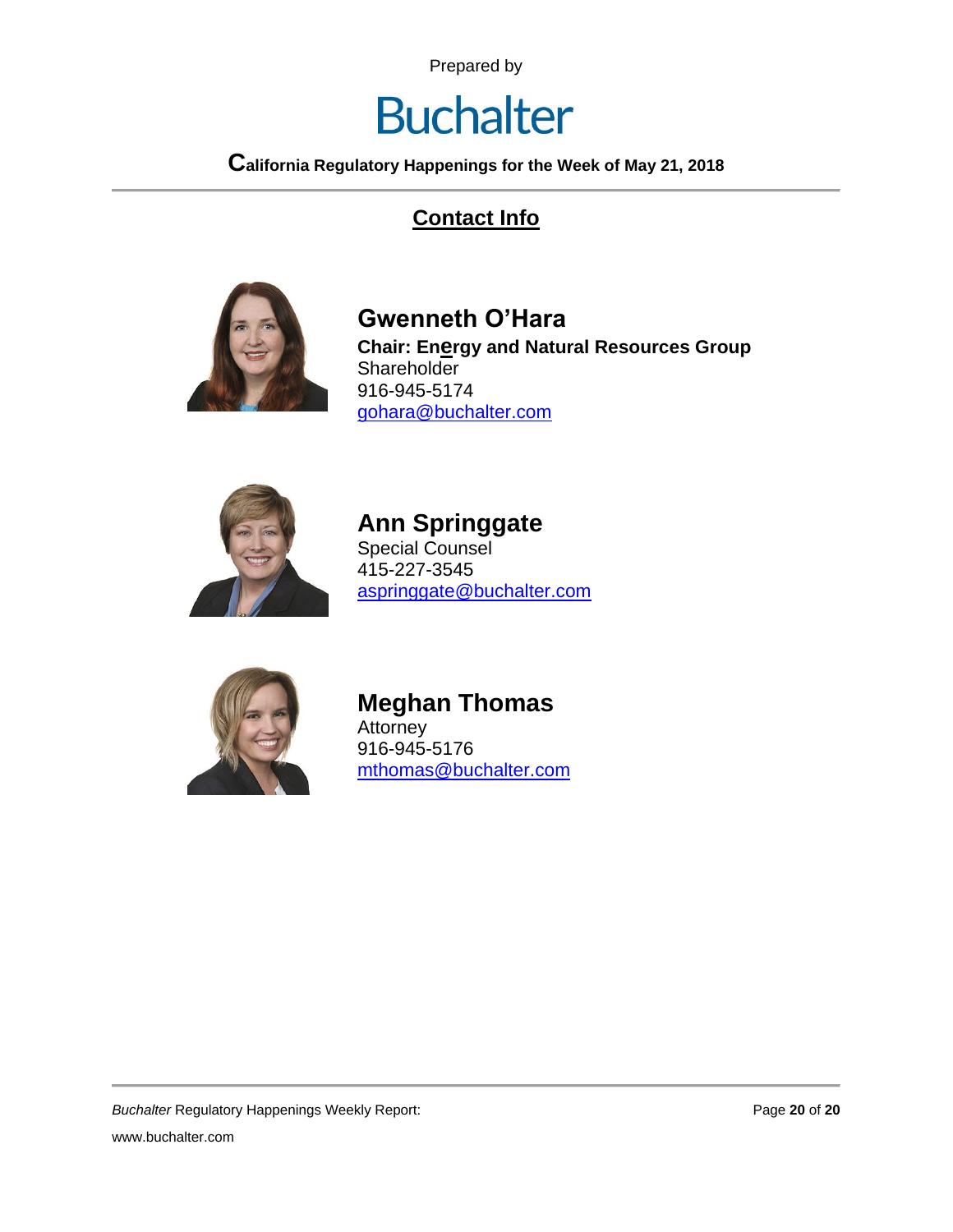Prepared by

Buchalter

**California Regulatory Happenings for the Week of May 21, 2018**

## Contact Info

### Gwenneth O'Hara

**Chair: Energy and Natural Resources Group**
Shareholder
916-945-5174
gohara@buchalter.com

### Ann Springgate

Special Counsel
415-227-3545
aspringgate@buchalter.com

### Meghan Thomas

Attorney
916-945-5176
mthomas@buchalter.com